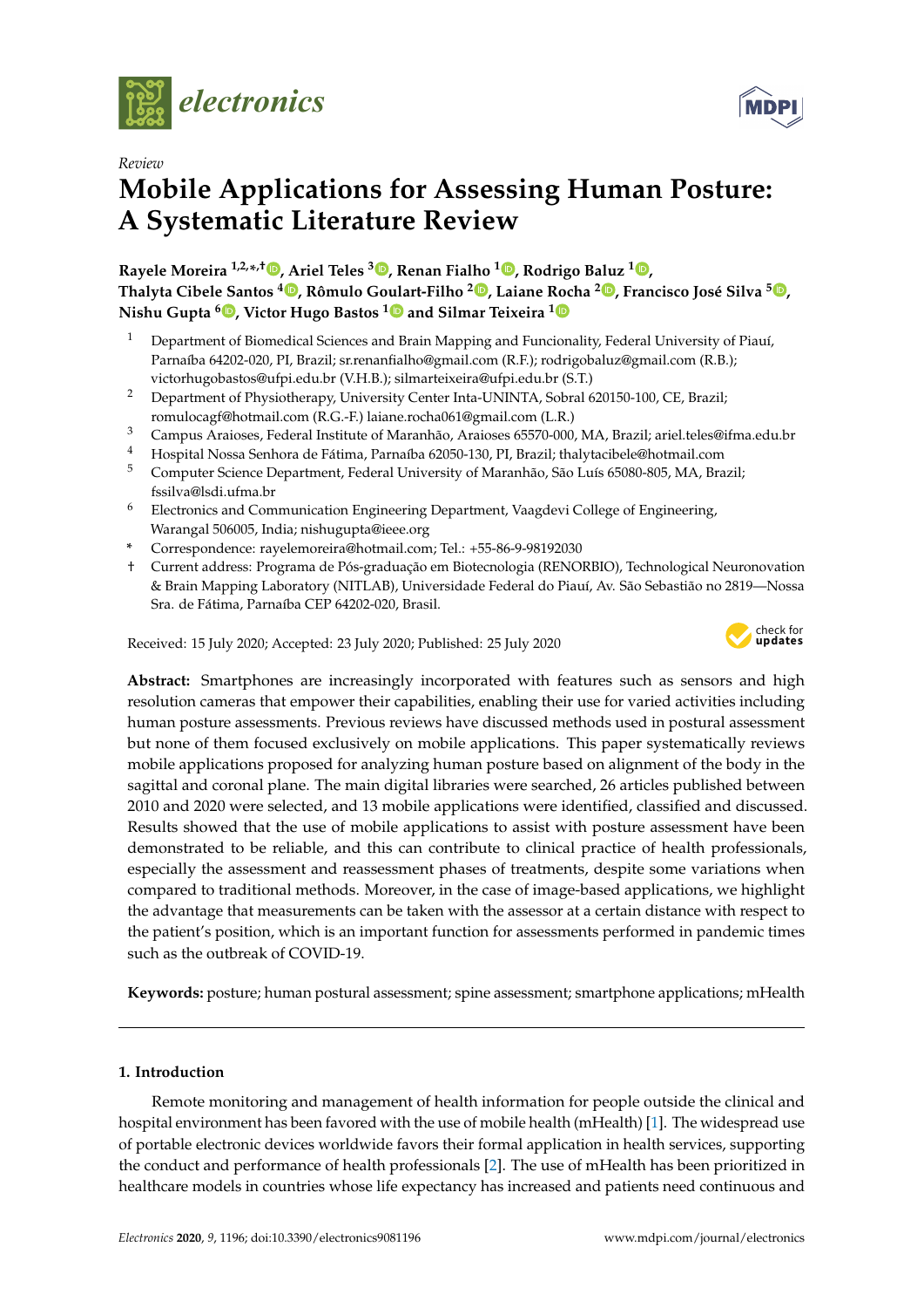*Review*

# Mobile Applications for Assessing Human Posture: A Systematic Literature Review

**Rayele Moreira [1,2,*,†], Ariel Teles [3], Renan Fialho [1], Rodrigo Baluz [1], Thalyta Cibele Santos [4], Rômulo Goulart-Filho [2], Laiane Rocha [2], Francisco José Silva [5], Nishu Gupta [6], Victor Hugo Bastos [1] and Silmar Teixeira [1]**

1. Department of Biomedical Sciences and Brain Mapping and Funcionality, Federal University of Piauí, Parnaíba 64202-020, PI, Brazil; sr.renanfialho@gmail.com (R.F.); rodrigobaluz@gmail.com (R.B.); victorhugobastos@ufpi.edu.br (V.H.B.); silmarteixeira@ufpi.edu.br (S.T.)
2. Department of Physiotherapy, University Center Inta-UNINTA, Sobral 620150-100, CE, Brazil; romulocagf@hotmail.com (R.G.-F.) laiane.rocha061@gmail.com (L.R.)
3. Campus Araioses, Federal Institute of Maranhão, Araioses 65570-000, MA, Brazil; ariel.teles@ifma.edu.br
4. Hospital Nossa Senhora de Fátima, Parnaíba 62050-130, PI, Brazil; thalytacibele@hotmail.com
5. Computer Science Department, Federal University of Maranhão, São Luís 65080-805, MA, Brazil; fssilva@lsdi.ufma.br
6. Electronics and Communication Engineering Department, Vaagdevi College of Engineering, Warangal 506005, India; nishugupta@ieee.org

\* Correspondence: rayelemoreira@hotmail.com; Tel.: +55-86-9-98192030

† Current address: Programa de Pós-graduação em Biotecnologia (RENORBIO), Technological Neuronovation & Brain Mapping Laboratory (NITLAB), Universidade Federal do Piauí, Av. São Sebastião no 2819—Nossa Sra. de Fátima, Parnaíba CEP 64202-020, Brasil.

Received: 15 July 2020; Accepted: 23 July 2020; Published: 25 July 2020

**Abstract:** Smartphones are increasingly incorporated with features such as sensors and high resolution cameras that empower their capabilities, enabling their use for varied activities including human posture assessments. Previous reviews have discussed methods used in postural assessment but none of them focused exclusively on mobile applications. This paper systematically reviews mobile applications proposed for analyzing human posture based on alignment of the body in the sagittal and coronal plane. The main digital libraries were searched, 26 articles published between 2010 and 2020 were selected, and 13 mobile applications were identified, classified and discussed. Results showed that the use of mobile applications to assist with posture assessment have been demonstrated to be reliable, and this can contribute to clinical practice of health professionals, especially the assessment and reassessment phases of treatments, despite some variations when compared to traditional methods. Moreover, in the case of image-based applications, we highlight the advantage that measurements can be taken with the assessor at a certain distance with respect to the patient's position, which is an important function for assessments performed in pandemic times such as the outbreak of COVID-19.

**Keywords:** posture; human postural assessment; spine assessment; smartphone applications; mHealth

## 1. Introduction

Remote monitoring and management of health information for people outside the clinical and hospital environment has been favored with the use of mobile health (mHealth) [1]. The widespread use of portable electronic devices worldwide favors their formal application in health services, supporting the conduct and performance of health professionals [2]. The use of mHealth has been prioritized in healthcare models in countries whose life expectancy has increased and patients need continuous and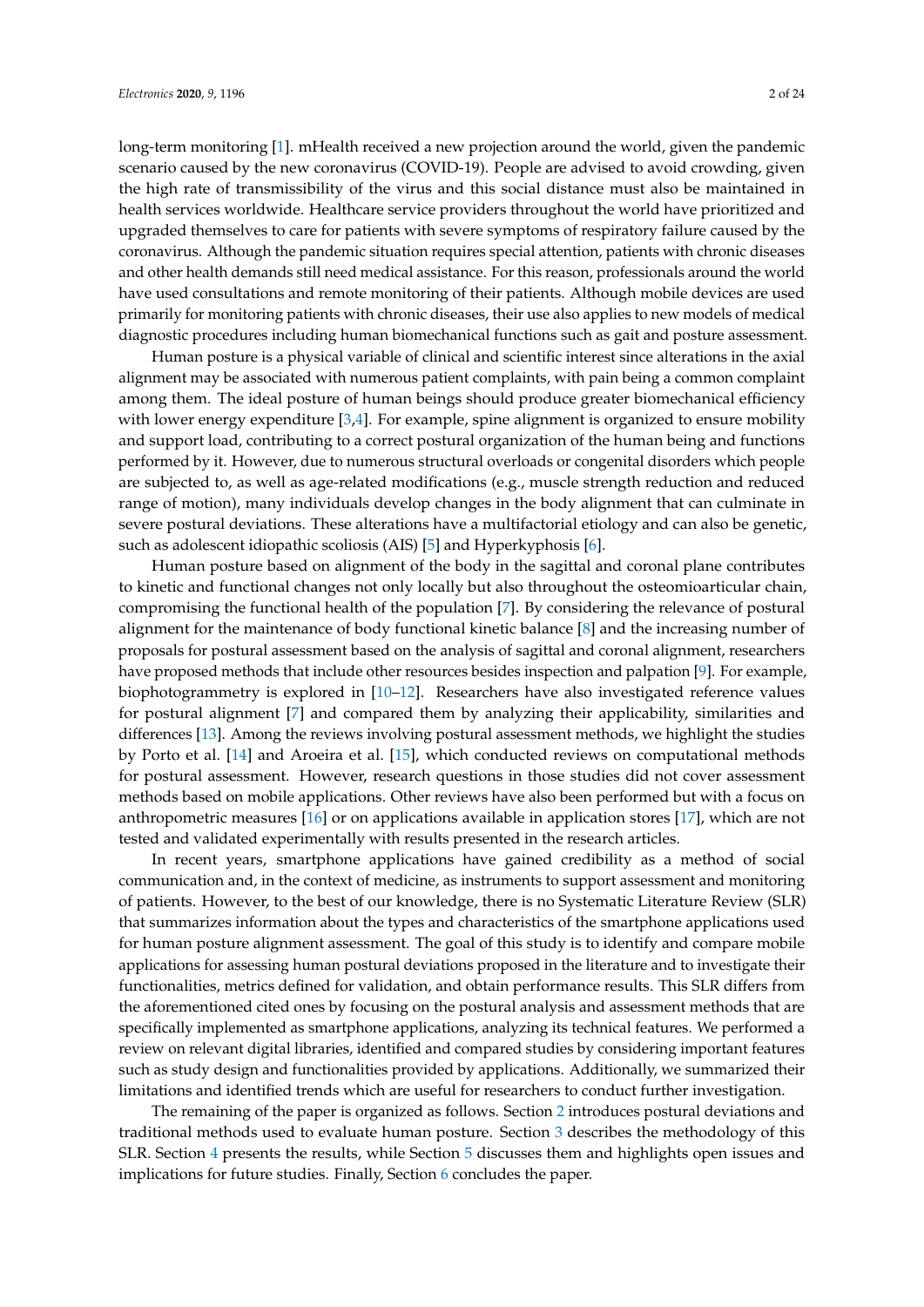long-term monitoring [1]. mHealth received a new projection around the world, given the pandemic scenario caused by the new coronavirus (COVID-19). People are advised to avoid crowding, given the high rate of transmissibility of the virus and this social distance must also be maintained in health services worldwide. Healthcare service providers throughout the world have prioritized and upgraded themselves to care for patients with severe symptoms of respiratory failure caused by the coronavirus. Although the pandemic situation requires special attention, patients with chronic diseases and other health demands still need medical assistance. For this reason, professionals around the world have used consultations and remote monitoring of their patients. Although mobile devices are used primarily for monitoring patients with chronic diseases, their use also applies to new models of medical diagnostic procedures including human biomechanical functions such as gait and posture assessment.

Human posture is a physical variable of clinical and scientific interest since alterations in the axial alignment may be associated with numerous patient complaints, with pain being a common complaint among them. The ideal posture of human beings should produce greater biomechanical efficiency with lower energy expenditure [3,4]. For example, spine alignment is organized to ensure mobility and support load, contributing to a correct postural organization of the human being and functions performed by it. However, due to numerous structural overloads or congenital disorders which people are subjected to, as well as age-related modifications (e.g., muscle strength reduction and reduced range of motion), many individuals develop changes in the body alignment that can culminate in severe postural deviations. These alterations have a multifactorial etiology and can also be genetic, such as adolescent idiopathic scoliosis (AIS) [5] and Hyperkyphosis [6].

Human posture based on alignment of the body in the sagittal and coronal plane contributes to kinetic and functional changes not only locally but also throughout the osteomioarticular chain, compromising the functional health of the population [7]. By considering the relevance of postural alignment for the maintenance of body functional kinetic balance [8] and the increasing number of proposals for postural assessment based on the analysis of sagittal and coronal alignment, researchers have proposed methods that include other resources besides inspection and palpation [9]. For example, biophotogrammetry is explored in [10–12]. Researchers have also investigated reference values for postural alignment [7] and compared them by analyzing their applicability, similarities and differences [13]. Among the reviews involving postural assessment methods, we highlight the studies by Porto et al. [14] and Aroeira et al. [15], which conducted reviews on computational methods for postural assessment. However, research questions in those studies did not cover assessment methods based on mobile applications. Other reviews have also been performed but with a focus on anthropometric measures [16] or on applications available in application stores [17], which are not tested and validated experimentally with results presented in the research articles.

In recent years, smartphone applications have gained credibility as a method of social communication and, in the context of medicine, as instruments to support assessment and monitoring of patients. However, to the best of our knowledge, there is no Systematic Literature Review (SLR) that summarizes information about the types and characteristics of the smartphone applications used for human posture alignment assessment. The goal of this study is to identify and compare mobile applications for assessing human postural deviations proposed in the literature and to investigate their functionalities, metrics defined for validation, and obtain performance results. This SLR differs from the aforementioned cited ones by focusing on the postural analysis and assessment methods that are specifically implemented as smartphone applications, analyzing its technical features. We performed a review on relevant digital libraries, identified and compared studies by considering important features such as study design and functionalities provided by applications. Additionally, we summarized their limitations and identified trends which are useful for researchers to conduct further investigation.

The remaining of the paper is organized as follows. Section 2 introduces postural deviations and traditional methods used to evaluate human posture. Section 3 describes the methodology of this SLR. Section 4 presents the results, while Section 5 discusses them and highlights open issues and implications for future studies. Finally, Section 6 concludes the paper.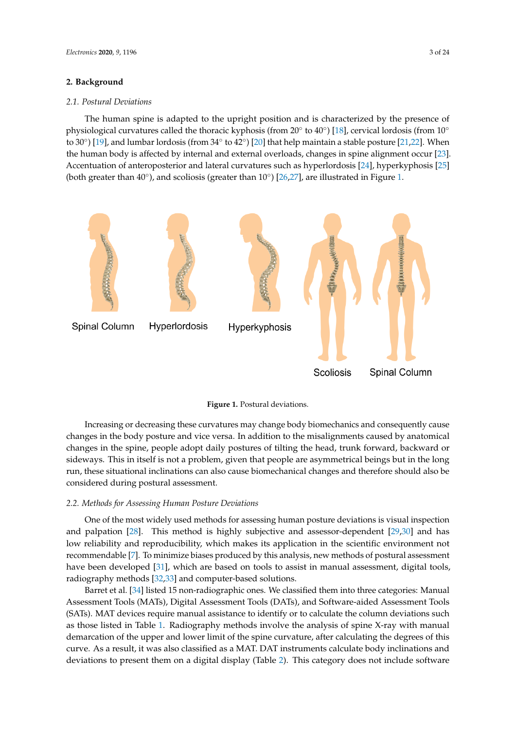## 2. Background

### 2.1. Postural Deviations

The human spine is adapted to the upright position and is characterized by the presence of physiological curvatures called the thoracic kyphosis (from 20° to 40°) [18], cervical lordosis (from 10° to 30°) [19], and lumbar lordosis (from 34° to 42°) [20] that help maintain a stable posture [21,22]. When the human body is affected by internal and external overloads, changes in spine alignment occur [23]. Accentuation of anteroposterior and lateral curvatures such as hyperlordosis [24], hyperkyphosis [25] (both greater than 40°), and scoliosis (greater than 10°) [26,27], are illustrated in Figure 1.

Spinal Column Hyperlordosis Hyperkyphosis Scoliosis Spinal Column

**Figure 1.** Postural deviations.

Increasing or decreasing these curvatures may change body biomechanics and consequently cause changes in the body posture and vice versa. In addition to the misalignments caused by anatomical changes in the spine, people adopt daily postures of tilting the head, trunk forward, backward or sideways. This in itself is not a problem, given that people are asymmetrical beings but in the long run, these situational inclinations can also cause biomechanical changes and therefore should also be considered during postural assessment.

### 2.2. Methods for Assessing Human Posture Deviations

One of the most widely used methods for assessing human posture deviations is visual inspection and palpation [28]. This method is highly subjective and assessor-dependent [29,30] and has low reliability and reproducibility, which makes its application in the scientific environment not recommendable [7]. To minimize biases produced by this analysis, new methods of postural assessment have been developed [31], which are based on tools to assist in manual assessment, digital tools, radiography methods [32,33] and computer-based solutions.

Barret et al. [34] listed 15 non-radiographic ones. We classified them into three categories: Manual Assessment Tools (MATs), Digital Assessment Tools (DATs), and Software-aided Assessment Tools (SATs). MAT devices require manual assistance to identify or to calculate the column deviations such as those listed in Table 1. Radiography methods involve the analysis of spine X-ray with manual demarcation of the upper and lower limit of the spine curvature, after calculating the degrees of this curve. As a result, it was also classified as a MAT. DAT instruments calculate body inclinations and deviations to present them on a digital display (Table 2). This category does not include software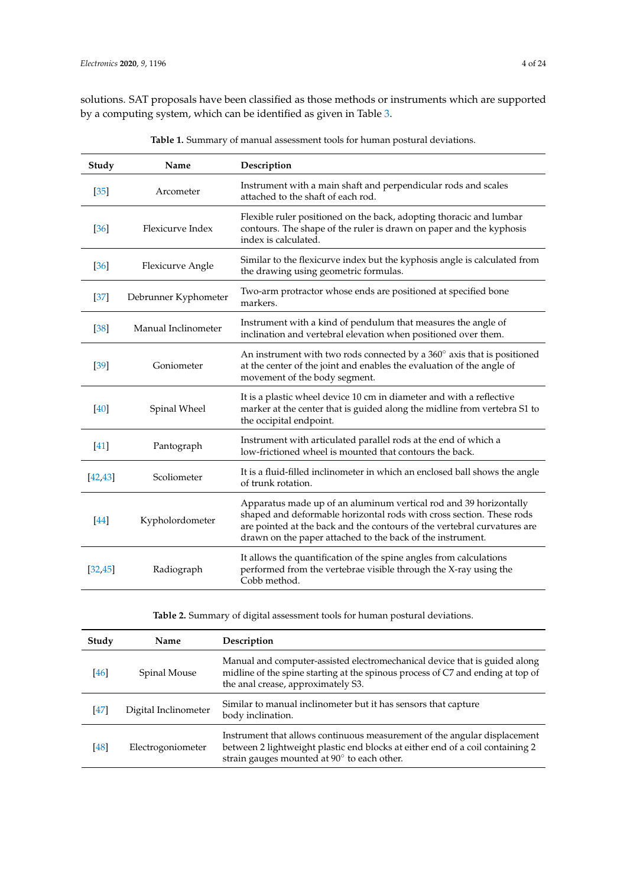solutions. SAT proposals have been classified as those methods or instruments which are supported by a computing system, which can be identified as given in Table 3.

**Table 1.** Summary of manual assessment tools for human postural deviations.

| Study | Name | Description |
|---|---|---|
| [35] | Arcometer | Instrument with a main shaft and perpendicular rods and scales attached to the shaft of each rod. |
| [36] | Flexicurve Index | Flexible ruler positioned on the back, adopting thoracic and lumbar contours. The shape of the ruler is drawn on paper and the kyphosis index is calculated. |
| [36] | Flexicurve Angle | Similar to the flexicurve index but the kyphosis angle is calculated from the drawing using geometric formulas. |
| [37] | Debrunner Kyphometer | Two-arm protractor whose ends are positioned at specified bone markers. |
| [38] | Manual Inclinometer | Instrument with a kind of pendulum that measures the angle of inclination and vertebral elevation when positioned over them. |
| [39] | Goniometer | An instrument with two rods connected by a 360° axis that is positioned at the center of the joint and enables the evaluation of the angle of movement of the body segment. |
| [40] | Spinal Wheel | It is a plastic wheel device 10 cm in diameter and with a reflective marker at the center that is guided along the midline from vertebra S1 to the occipital endpoint. |
| [41] | Pantograph | Instrument with articulated parallel rods at the end of which a low-frictioned wheel is mounted that contours the back. |
| [42,43] | Scoliometer | It is a fluid-filled inclinometer in which an enclosed ball shows the angle of trunk rotation. |
| [44] | Kypholordometer | Apparatus made up of an aluminum vertical rod and 39 horizontally shaped and deformable horizontal rods with cross section. These rods are pointed at the back and the contours of the vertebral curvatures are drawn on the paper attached to the back of the instrument. |
| [32,45] | Radiograph | It allows the quantification of the spine angles from calculations performed from the vertebrae visible through the X-ray using the Cobb method. |

**Table 2.** Summary of digital assessment tools for human postural deviations.

| Study | Name | Description |
|---|---|---|
| [46] | Spinal Mouse | Manual and computer-assisted electromechanical device that is guided along midline of the spine starting at the spinous process of C7 and ending at top of the anal crease, approximately S3. |
| [47] | Digital Inclinometer | Similar to manual inclinometer but it has sensors that capture body inclination. |
| [48] | Electrogoniometer | Instrument that allows continuous measurement of the angular displacement between 2 lightweight plastic end blocks at either end of a coil containing 2 strain gauges mounted at 90° to each other. |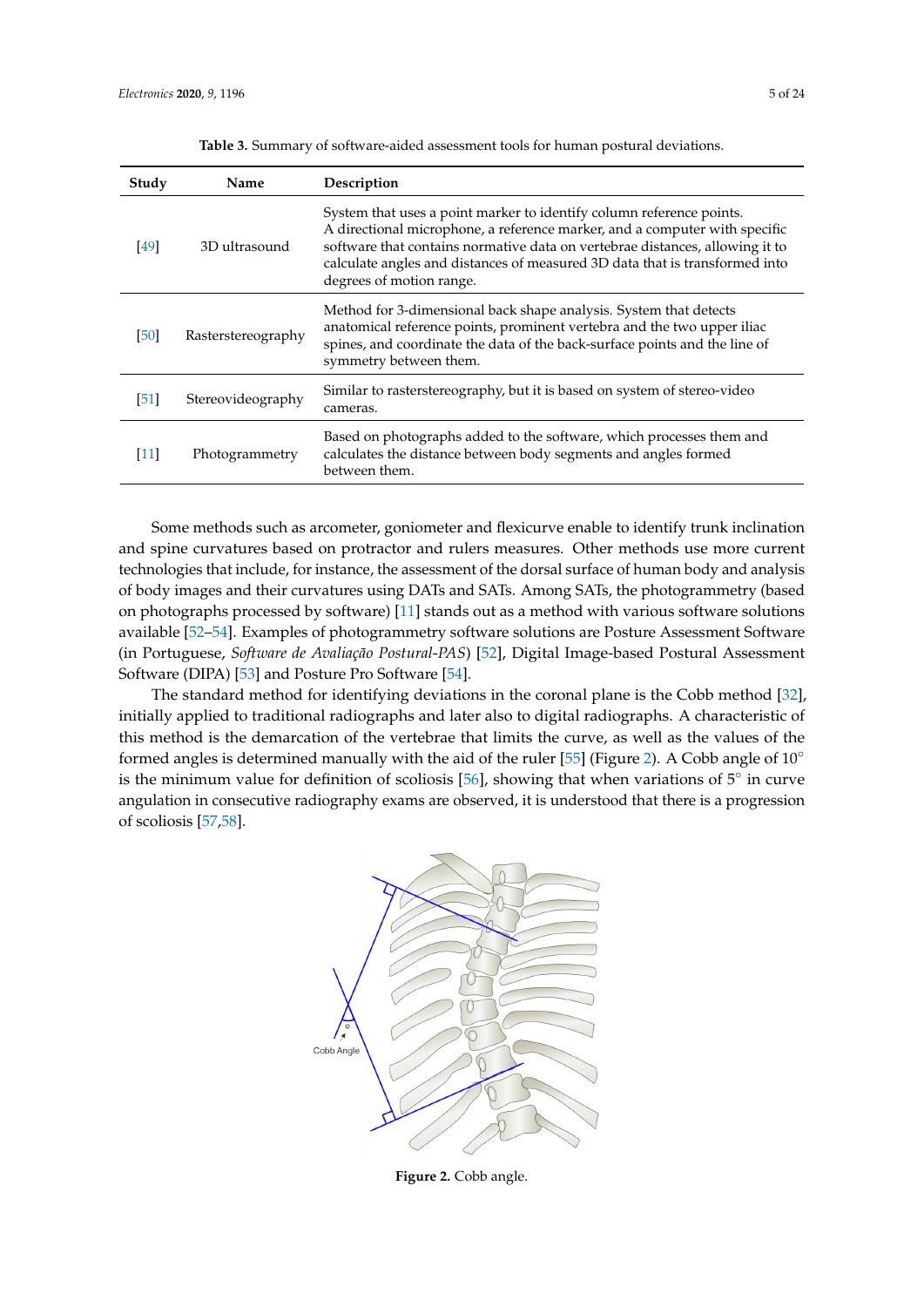**Table 3.** Summary of software-aided assessment tools for human postural deviations.

| Study | Name | Description |
| --- | --- | --- |
| [49] | 3D ultrasound | System that uses a point marker to identify column reference points. A directional microphone, a reference marker, and a computer with specific software that contains normative data on vertebrae distances, allowing it to calculate angles and distances of measured 3D data that is transformed into degrees of motion range. |
| [50] | Rasterstereography | Method for 3-dimensional back shape analysis. System that detects anatomical reference points, prominent vertebra and the two upper iliac spines, and coordinate the data of the back-surface points and the line of symmetry between them. |
| [51] | Stereovideography | Similar to rasterstereography, but it is based on system of stereo-video cameras. |
| [11] | Photogrammetry | Based on photographs added to the software, which processes them and calculates the distance between body segments and angles formed between them. |

Some methods such as arcometer, goniometer and flexicurve enable to identify trunk inclination and spine curvatures based on protractor and rulers measures. Other methods use more current technologies that include, for instance, the assessment of the dorsal surface of human body and analysis of body images and their curvatures using DATs and SATs. Among SATs, the photogrammetry (based on photographs processed by software) [11] stands out as a method with various software solutions available [52–54]. Examples of photogrammetry software solutions are Posture Assessment Software (in Portuguese, *Software de Avaliação Postural-PAS*) [52], Digital Image-based Postural Assessment Software (DIPA) [53] and Posture Pro Software [54].

The standard method for identifying deviations in the coronal plane is the Cobb method [32], initially applied to traditional radiographs and later also to digital radiographs. A characteristic of this method is the demarcation of the vertebrae that limits the curve, as well as the values of the formed angles is determined manually with the aid of the ruler [55] (Figure 2). A Cobb angle of 10° is the minimum value for definition of scoliosis [56], showing that when variations of 5° in curve angulation in consecutive radiography exams are observed, it is understood that there is a progression of scoliosis [57,58].

**Figure 2.** Cobb angle.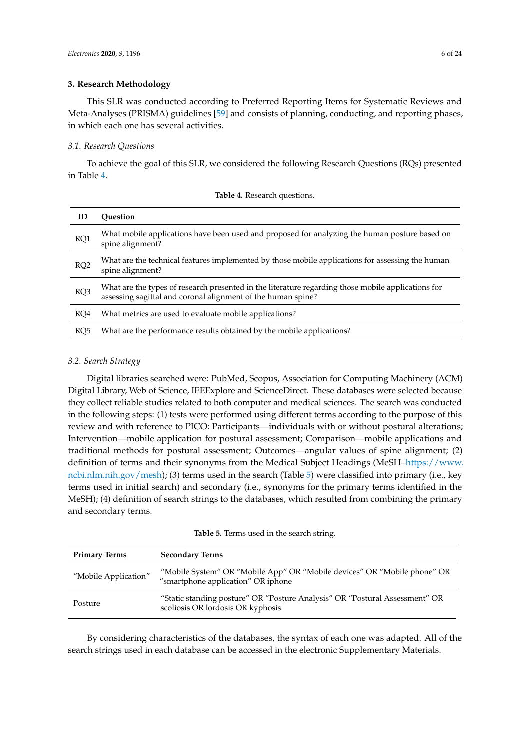## 3. Research Methodology

This SLR was conducted according to Preferred Reporting Items for Systematic Reviews and Meta-Analyses (PRISMA) guidelines [59] and consists of planning, conducting, and reporting phases, in which each one has several activities.

### 3.1. Research Questions

To achieve the goal of this SLR, we considered the following Research Questions (RQs) presented in Table 4.

**Table 4.** Research questions.

| ID | Question |
|---|---|
| RQ1 | What mobile applications have been used and proposed for analyzing the human posture based on spine alignment? |
| RQ2 | What are the technical features implemented by those mobile applications for assessing the human spine alignment? |
| RQ3 | What are the types of research presented in the literature regarding those mobile applications for assessing sagittal and coronal alignment of the human spine? |
| RQ4 | What metrics are used to evaluate mobile applications? |
| RQ5 | What are the performance results obtained by the mobile applications? |

### 3.2. Search Strategy

Digital libraries searched were: PubMed, Scopus, Association for Computing Machinery (ACM) Digital Library, Web of Science, IEEExplore and ScienceDirect. These databases were selected because they collect reliable studies related to both computer and medical sciences. The search was conducted in the following steps: (1) tests were performed using different terms according to the purpose of this review and with reference to PICO: Participants—individuals with or without postural alterations; Intervention—mobile application for postural assessment; Comparison—mobile applications and traditional methods for postural assessment; Outcomes—angular values of spine alignment; (2) definition of terms and their synonyms from the Medical Subject Headings (MeSH–https://www.ncbi.nlm.nih.gov/mesh); (3) terms used in the search (Table 5) were classified into primary (i.e., key terms used in initial search) and secondary (i.e., synonyms for the primary terms identified in the MeSH); (4) definition of search strings to the databases, which resulted from combining the primary and secondary terms.

**Table 5.** Terms used in the search string.

| Primary Terms | Secondary Terms |
|---|---|
| "Mobile Application" | "Mobile System" OR "Mobile App" OR "Mobile devices" OR "Mobile phone" OR "smartphone application" OR iphone |
| Posture | "Static standing posture" OR "Posture Analysis" OR "Postural Assessment" OR scoliosis OR lordosis OR kyphosis |

By considering characteristics of the databases, the syntax of each one was adapted. All of the search strings used in each database can be accessed in the electronic Supplementary Materials.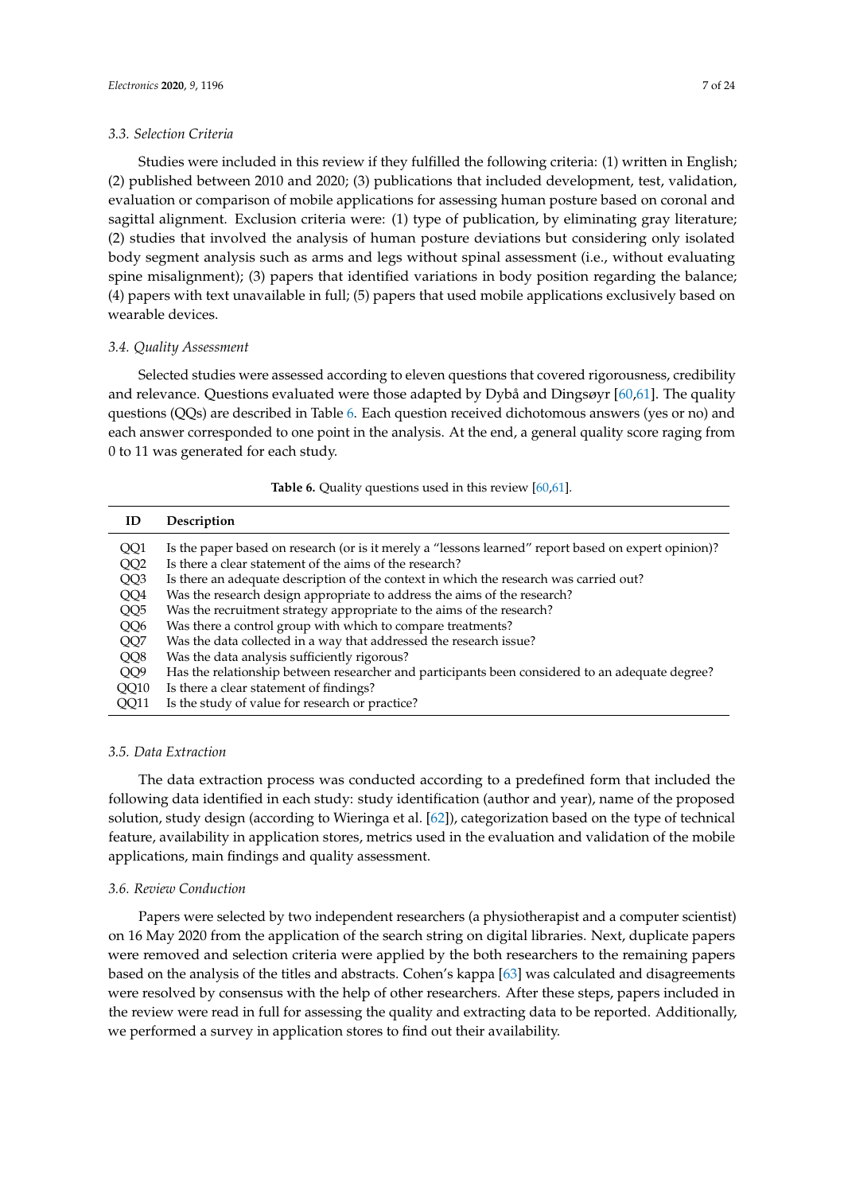### 3.3. Selection Criteria

Studies were included in this review if they fulfilled the following criteria: (1) written in English; (2) published between 2010 and 2020; (3) publications that included development, test, validation, evaluation or comparison of mobile applications for assessing human posture based on coronal and sagittal alignment. Exclusion criteria were: (1) type of publication, by eliminating gray literature; (2) studies that involved the analysis of human posture deviations but considering only isolated body segment analysis such as arms and legs without spinal assessment (i.e., without evaluating spine misalignment); (3) papers that identified variations in body position regarding the balance; (4) papers with text unavailable in full; (5) papers that used mobile applications exclusively based on wearable devices.

### 3.4. Quality Assessment

Selected studies were assessed according to eleven questions that covered rigorousness, credibility and relevance. Questions evaluated were those adapted by Dybå and Dingsøyr [60,61]. The quality questions (QQs) are described in Table 6. Each question received dichotomous answers (yes or no) and each answer corresponded to one point in the analysis. At the end, a general quality score raging from 0 to 11 was generated for each study.

**Table 6.** Quality questions used in this review [60,61].

| ID | Description |
|---|---|
| QQ1 | Is the paper based on research (or is it merely a "lessons learned" report based on expert opinion)? |
| QQ2 | Is there a clear statement of the aims of the research? |
| QQ3 | Is there an adequate description of the context in which the research was carried out? |
| QQ4 | Was the research design appropriate to address the aims of the research? |
| QQ5 | Was the recruitment strategy appropriate to the aims of the research? |
| QQ6 | Was there a control group with which to compare treatments? |
| QQ7 | Was the data collected in a way that addressed the research issue? |
| QQ8 | Was the data analysis sufficiently rigorous? |
| QQ9 | Has the relationship between researcher and participants been considered to an adequate degree? |
| QQ10 | Is there a clear statement of findings? |
| QQ11 | Is the study of value for research or practice? |

### 3.5. Data Extraction

The data extraction process was conducted according to a predefined form that included the following data identified in each study: study identification (author and year), name of the proposed solution, study design (according to Wieringa et al. [62]), categorization based on the type of technical feature, availability in application stores, metrics used in the evaluation and validation of the mobile applications, main findings and quality assessment.

### 3.6. Review Conduction

Papers were selected by two independent researchers (a physiotherapist and a computer scientist) on 16 May 2020 from the application of the search string on digital libraries. Next, duplicate papers were removed and selection criteria were applied by the both researchers to the remaining papers based on the analysis of the titles and abstracts. Cohen's kappa [63] was calculated and disagreements were resolved by consensus with the help of other researchers. After these steps, papers included in the review were read in full for assessing the quality and extracting data to be reported. Additionally, we performed a survey in application stores to find out their availability.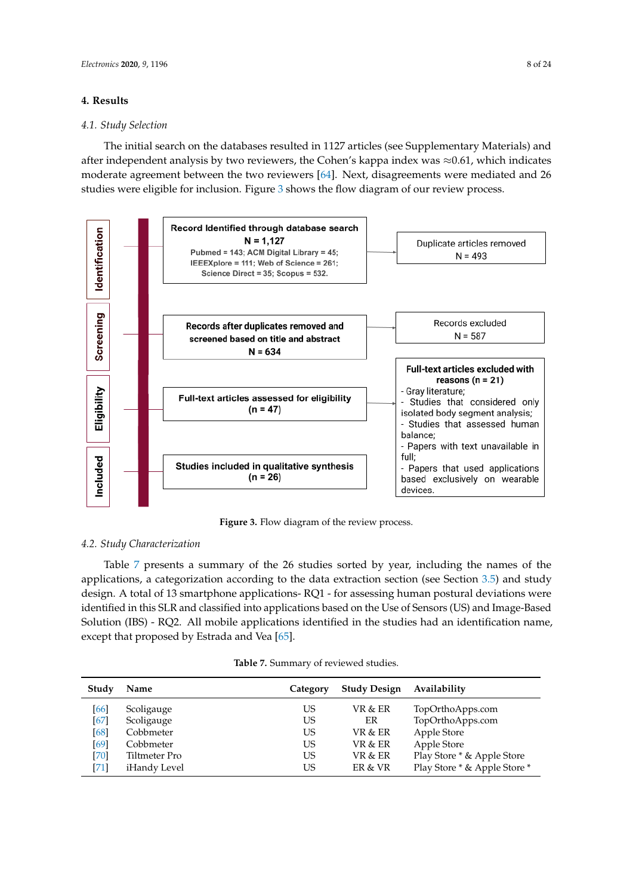## 4. Results

### 4.1. Study Selection

The initial search on the databases resulted in 1127 articles (see Supplementary Materials) and after independent analysis by two reviewers, the Cohen's kappa index was ≈0.61, which indicates moderate agreement between the two reviewers [64]. Next, disagreements were mediated and 26 studies were eligible for inclusion. Figure 3 shows the flow diagram of our review process.

**Identification**

Record Identified through database search
N = 1,127
Pubmed = 143; ACM Digital Library = 45; IEEEXplore = 111; Web of Science = 261; Science Direct = 35; Scopus = 532.

→ Duplicate articles removed
N = 493

**Screening**

Records after duplicates removed and screened based on title and abstract
N = 634

→ Records excluded
N = 587

**Eligibility**

Full-text articles assessed for eligibility
(n = 47)

→ Full-text articles excluded with reasons (n = 21)
- Gray literature;
- Studies that considered only isolated body segment analysis;
- Studies that assessed human balance;
- Papers with text unavailable in full;
- Papers that used applications based exclusively on wearable devices.

**Included**

Studies included in qualitative synthesis
(n = 26)

**Figure 3.** Flow diagram of the review process.

### 4.2. Study Characterization

Table 7 presents a summary of the 26 studies sorted by year, including the names of the applications, a categorization according to the data extraction section (see Section 3.5) and study design. A total of 13 smartphone applications- RQ1 - for assessing human postural deviations were identified in this SLR and classified into applications based on the Use of Sensors (US) and Image-Based Solution (IBS) - RQ2. All mobile applications identified in the studies had an identification name, except that proposed by Estrada and Vea [65].

**Table 7.** Summary of reviewed studies.

| Study | Name | Category | Study Design | Availability |
|---|---|---|---|---|
| [66] | Scoligauge | US | VR & ER | TopOrthoApps.com |
| [67] | Scoligauge | US | ER | TopOrthoApps.com |
| [68] | Cobbmeter | US | VR & ER | Apple Store |
| [69] | Cobbmeter | US | VR & ER | Apple Store |
| [70] | Tiltmeter Pro | US | VR & ER | Play Store * & Apple Store |
| [71] | iHandy Level | US | ER & VR | Play Store * & Apple Store * |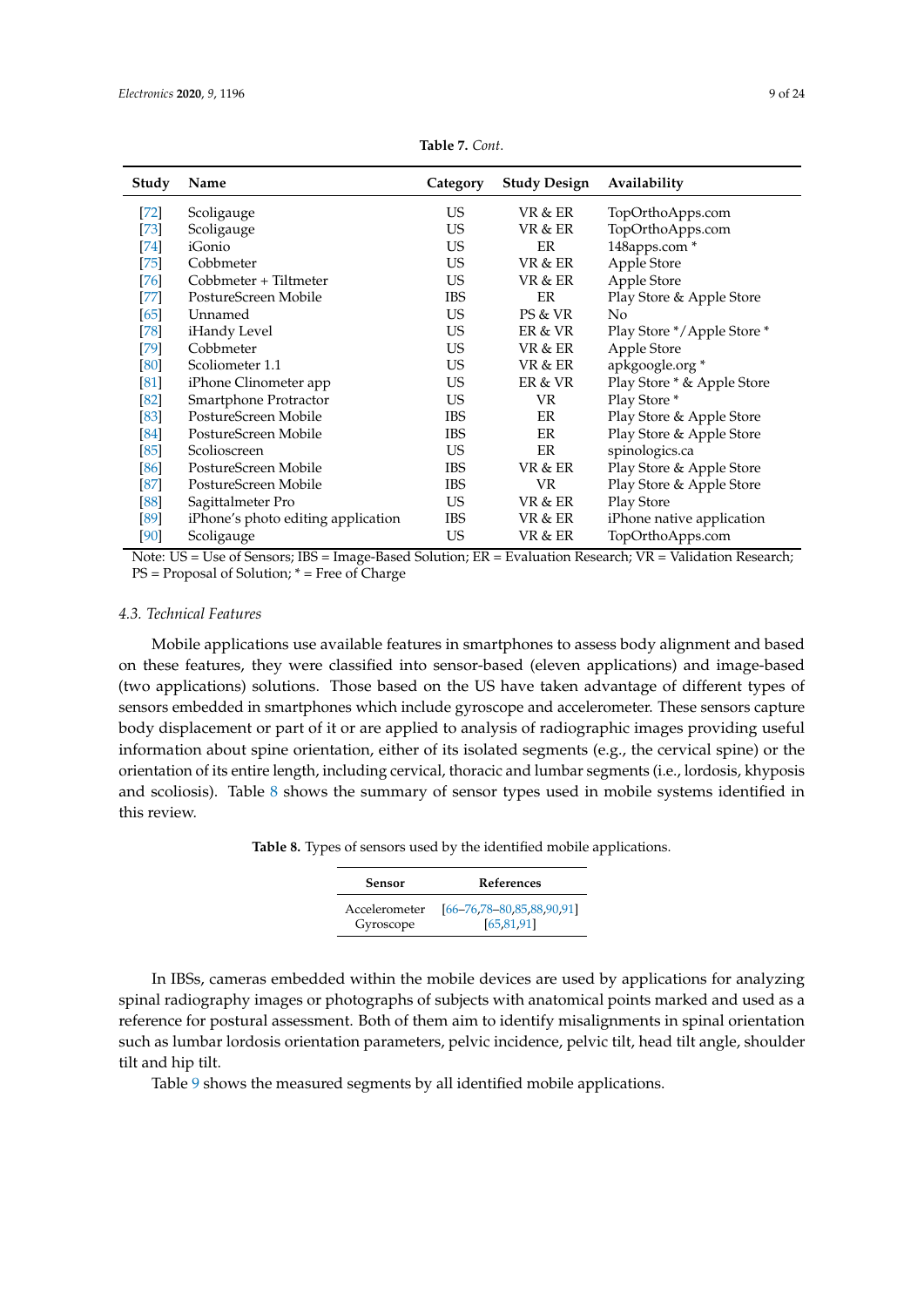**Table 7.** *Cont.*

| Study | Name | Category | Study Design | Availability |
|---|---|---|---|---|
| [72] | Scoligauge | US | VR & ER | TopOrthoApps.com |
| [73] | Scoligauge | US | VR & ER | TopOrthoApps.com |
| [74] | iGonio | US | ER | 148apps.com * |
| [75] | Cobbmeter | US | VR & ER | Apple Store |
| [76] | Cobbmeter + Tiltmeter | US | VR & ER | Apple Store |
| [77] | PostureScreen Mobile | IBS | ER | Play Store & Apple Store |
| [65] | Unnamed | US | PS & VR | No |
| [78] | iHandy Level | US | ER & VR | Play Store */Apple Store * |
| [79] | Cobbmeter | US | VR & ER | Apple Store |
| [80] | Scoliometer 1.1 | US | VR & ER | apkgoogle.org * |
| [81] | iPhone Clinometer app | US | ER & VR | Play Store * & Apple Store |
| [82] | Smartphone Protractor | US | VR | Play Store * |
| [83] | PostureScreen Mobile | IBS | ER | Play Store & Apple Store |
| [84] | PostureScreen Mobile | IBS | ER | Play Store & Apple Store |
| [85] | Scolioscreen | US | ER | spinologics.ca |
| [86] | PostureScreen Mobile | IBS | VR & ER | Play Store & Apple Store |
| [87] | PostureScreen Mobile | IBS | VR | Play Store & Apple Store |
| [88] | Sagittalmeter Pro | US | VR & ER | Play Store |
| [89] | iPhone's photo editing application | IBS | VR & ER | iPhone native application |
| [90] | Scoligauge | US | VR & ER | TopOrthoApps.com |

Note: US = Use of Sensors; IBS = Image-Based Solution; ER = Evaluation Research; VR = Validation Research; PS = Proposal of Solution; * = Free of Charge

### 4.3. Technical Features

Mobile applications use available features in smartphones to assess body alignment and based on these features, they were classified into sensor-based (eleven applications) and image-based (two applications) solutions. Those based on the US have taken advantage of different types of sensors embedded in smartphones which include gyroscope and accelerometer. These sensors capture body displacement or part of it or are applied to analysis of radiographic images providing useful information about spine orientation, either of its isolated segments (e.g., the cervical spine) or the orientation of its entire length, including cervical, thoracic and lumbar segments (i.e., lordosis, khyposis and scoliosis). Table 8 shows the summary of sensor types used in mobile systems identified in this review.

**Table 8.** Types of sensors used by the identified mobile applications.

| Sensor | References |
|---|---|
| Accelerometer | [66–76,78–80,85,88,90,91] |
| Gyroscope | [65,81,91] |

In IBSs, cameras embedded within the mobile devices are used by applications for analyzing spinal radiography images or photographs of subjects with anatomical points marked and used as a reference for postural assessment. Both of them aim to identify misalignments in spinal orientation such as lumbar lordosis orientation parameters, pelvic incidence, pelvic tilt, head tilt angle, shoulder tilt and hip tilt.

Table 9 shows the measured segments by all identified mobile applications.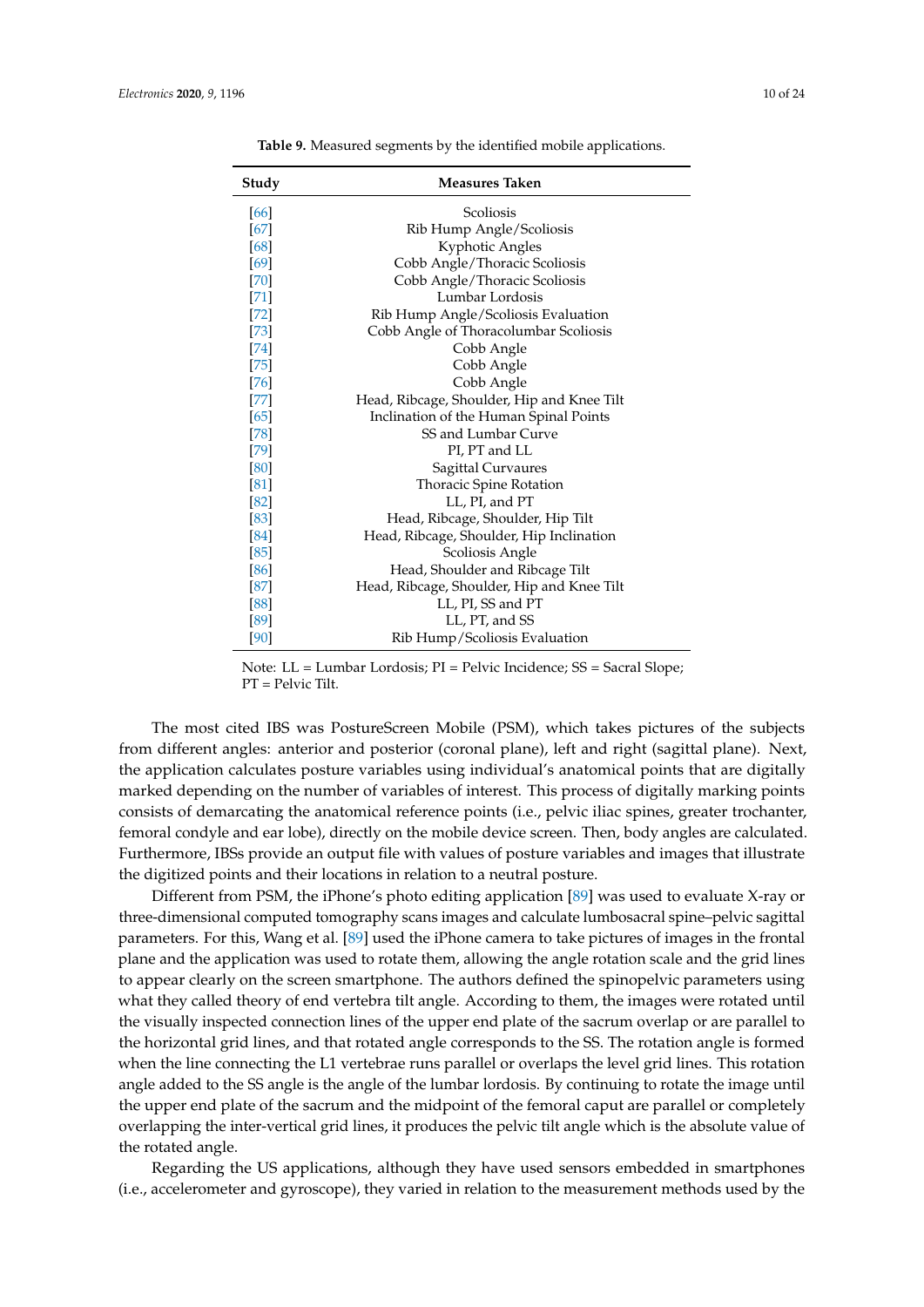**Table 9.** Measured segments by the identified mobile applications.

| Study | Measures Taken |
|---|---|
| [66] | Scoliosis |
| [67] | Rib Hump Angle/Scoliosis |
| [68] | Kyphotic Angles |
| [69] | Cobb Angle/Thoracic Scoliosis |
| [70] | Cobb Angle/Thoracic Scoliosis |
| [71] | Lumbar Lordosis |
| [72] | Rib Hump Angle/Scoliosis Evaluation |
| [73] | Cobb Angle of Thoracolumbar Scoliosis |
| [74] | Cobb Angle |
| [75] | Cobb Angle |
| [76] | Cobb Angle |
| [77] | Head, Ribcage, Shoulder, Hip and Knee Tilt |
| [65] | Inclination of the Human Spinal Points |
| [78] | SS and Lumbar Curve |
| [79] | PI, PT and LL |
| [80] | Sagittal Curvaures |
| [81] | Thoracic Spine Rotation |
| [82] | LL, PI, and PT |
| [83] | Head, Ribcage, Shoulder, Hip Tilt |
| [84] | Head, Ribcage, Shoulder, Hip Inclination |
| [85] | Scoliosis Angle |
| [86] | Head, Shoulder and Ribcage Tilt |
| [87] | Head, Ribcage, Shoulder, Hip and Knee Tilt |
| [88] | LL, PI, SS and PT |
| [89] | LL, PT, and SS |
| [90] | Rib Hump/Scoliosis Evaluation |

Note: LL = Lumbar Lordosis; PI = Pelvic Incidence; SS = Sacral Slope; PT = Pelvic Tilt.

The most cited IBS was PostureScreen Mobile (PSM), which takes pictures of the subjects from different angles: anterior and posterior (coronal plane), left and right (sagittal plane). Next, the application calculates posture variables using individual's anatomical points that are digitally marked depending on the number of variables of interest. This process of digitally marking points consists of demarcating the anatomical reference points (i.e., pelvic iliac spines, greater trochanter, femoral condyle and ear lobe), directly on the mobile device screen. Then, body angles are calculated. Furthermore, IBSs provide an output file with values of posture variables and images that illustrate the digitized points and their locations in relation to a neutral posture.

Different from PSM, the iPhone's photo editing application [89] was used to evaluate X-ray or three-dimensional computed tomography scans images and calculate lumbosacral spine–pelvic sagittal parameters. For this, Wang et al. [89] used the iPhone camera to take pictures of images in the frontal plane and the application was used to rotate them, allowing the angle rotation scale and the grid lines to appear clearly on the screen smartphone. The authors defined the spinopelvic parameters using what they called theory of end vertebra tilt angle. According to them, the images were rotated until the visually inspected connection lines of the upper end plate of the sacrum overlap or are parallel to the horizontal grid lines, and that rotated angle corresponds to the SS. The rotation angle is formed when the line connecting the L1 vertebrae runs parallel or overlaps the level grid lines. This rotation angle added to the SS angle is the angle of the lumbar lordosis. By continuing to rotate the image until the upper end plate of the sacrum and the midpoint of the femoral caput are parallel or completely overlapping the inter-vertical grid lines, it produces the pelvic tilt angle which is the absolute value of the rotated angle.

Regarding the US applications, although they have used sensors embedded in smartphones (i.e., accelerometer and gyroscope), they varied in relation to the measurement methods used by the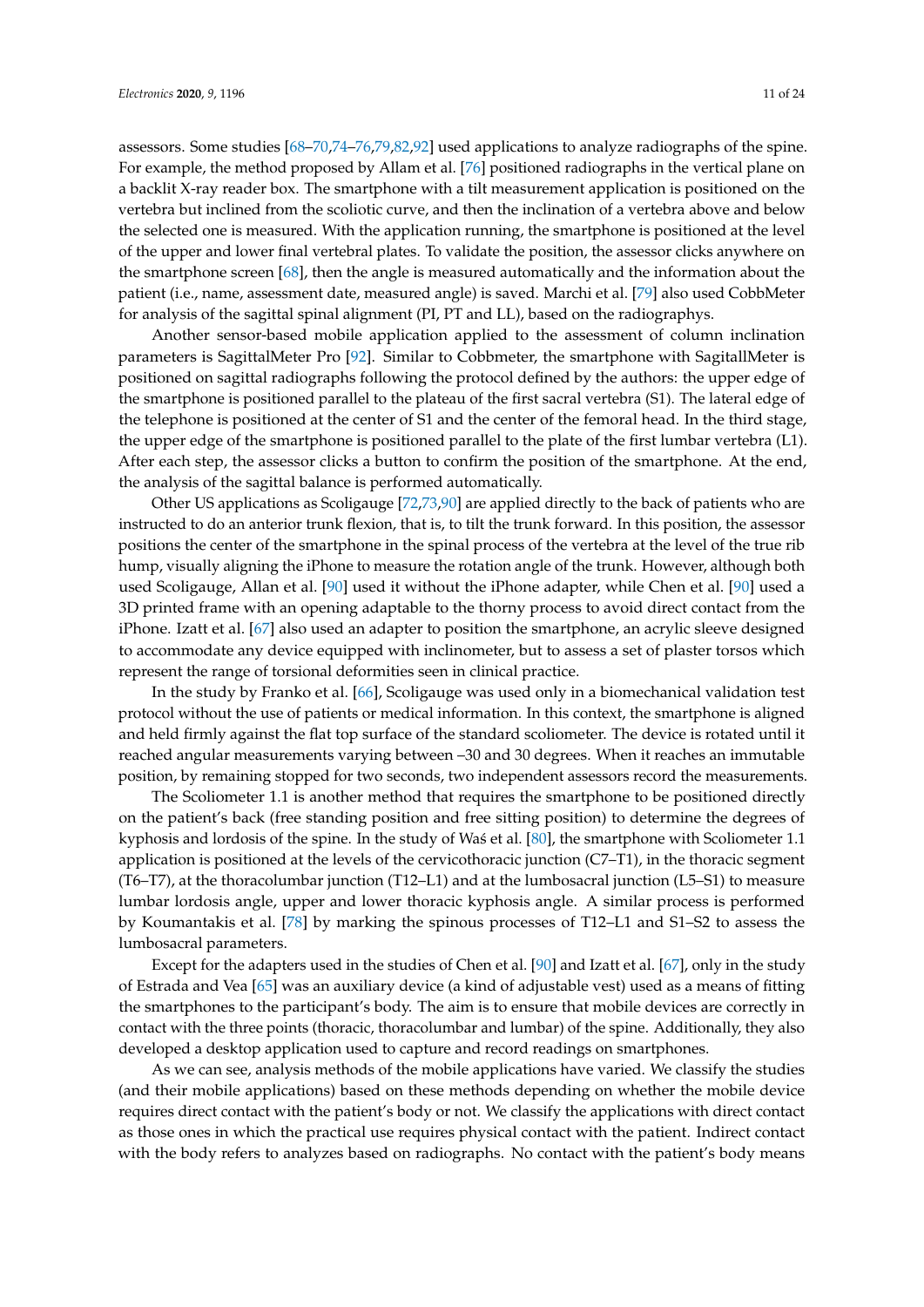assessors. Some studies [68–70,74–76,79,82,92] used applications to analyze radiographs of the spine. For example, the method proposed by Allam et al. [76] positioned radiographs in the vertical plane on a backlit X-ray reader box. The smartphone with a tilt measurement application is positioned on the vertebra but inclined from the scoliotic curve, and then the inclination of a vertebra above and below the selected one is measured. With the application running, the smartphone is positioned at the level of the upper and lower final vertebral plates. To validate the position, the assessor clicks anywhere on the smartphone screen [68], then the angle is measured automatically and the information about the patient (i.e., name, assessment date, measured angle) is saved. Marchi et al. [79] also used CobbMeter for analysis of the sagittal spinal alignment (PI, PT and LL), based on the radiographys.

Another sensor-based mobile application applied to the assessment of column inclination parameters is SagittalMeter Pro [92]. Similar to Cobbmeter, the smartphone with SagitallMeter is positioned on sagittal radiographs following the protocol defined by the authors: the upper edge of the smartphone is positioned parallel to the plateau of the first sacral vertebra (S1). The lateral edge of the telephone is positioned at the center of S1 and the center of the femoral head. In the third stage, the upper edge of the smartphone is positioned parallel to the plate of the first lumbar vertebra (L1). After each step, the assessor clicks a button to confirm the position of the smartphone. At the end, the analysis of the sagittal balance is performed automatically.

Other US applications as Scoligauge [72,73,90] are applied directly to the back of patients who are instructed to do an anterior trunk flexion, that is, to tilt the trunk forward. In this position, the assessor positions the center of the smartphone in the spinal process of the vertebra at the level of the true rib hump, visually aligning the iPhone to measure the rotation angle of the trunk. However, although both used Scoligauge, Allan et al. [90] used it without the iPhone adapter, while Chen et al. [90] used a 3D printed frame with an opening adaptable to the thorny process to avoid direct contact from the iPhone. Izatt et al. [67] also used an adapter to position the smartphone, an acrylic sleeve designed to accommodate any device equipped with inclinometer, but to assess a set of plaster torsos which represent the range of torsional deformities seen in clinical practice.

In the study by Franko et al. [66], Scoligauge was used only in a biomechanical validation test protocol without the use of patients or medical information. In this context, the smartphone is aligned and held firmly against the flat top surface of the standard scoliometer. The device is rotated until it reached angular measurements varying between –30 and 30 degrees. When it reaches an immutable position, by remaining stopped for two seconds, two independent assessors record the measurements.

The Scoliometer 1.1 is another method that requires the smartphone to be positioned directly on the patient's back (free standing position and free sitting position) to determine the degrees of kyphosis and lordosis of the spine. In the study of Waś et al. [80], the smartphone with Scoliometer 1.1 application is positioned at the levels of the cervicothoracic junction (C7–T1), in the thoracic segment (T6–T7), at the thoracolumbar junction (T12–L1) and at the lumbosacral junction (L5–S1) to measure lumbar lordosis angle, upper and lower thoracic kyphosis angle. A similar process is performed by Koumantakis et al. [78] by marking the spinous processes of T12–L1 and S1–S2 to assess the lumbosacral parameters.

Except for the adapters used in the studies of Chen et al. [90] and Izatt et al. [67], only in the study of Estrada and Vea [65] was an auxiliary device (a kind of adjustable vest) used as a means of fitting the smartphones to the participant's body. The aim is to ensure that mobile devices are correctly in contact with the three points (thoracic, thoracolumbar and lumbar) of the spine. Additionally, they also developed a desktop application used to capture and record readings on smartphones.

As we can see, analysis methods of the mobile applications have varied. We classify the studies (and their mobile applications) based on these methods depending on whether the mobile device requires direct contact with the patient's body or not. We classify the applications with direct contact as those ones in which the practical use requires physical contact with the patient. Indirect contact with the body refers to analyzes based on radiographs. No contact with the patient's body means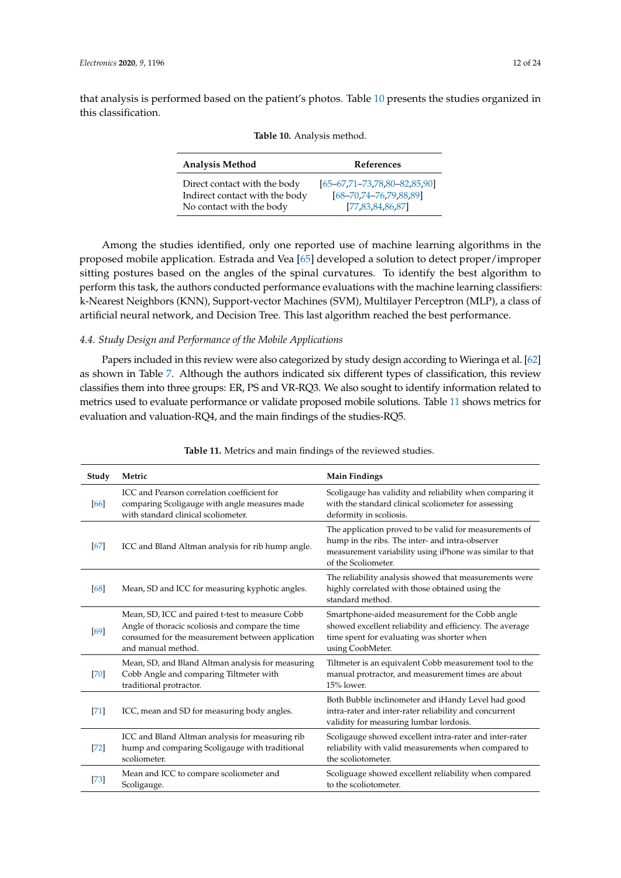that analysis is performed based on the patient's photos. Table 10 presents the studies organized in this classification.

**Table 10.** Analysis method.

| Analysis Method | References |
|---|---|
| Direct contact with the body | [65–67,71–73,78,80–82,85,90] |
| Indirect contact with the body | [68–70,74–76,79,88,89] |
| No contact with the body | [77,83,84,86,87] |

Among the studies identified, only one reported use of machine learning algorithms in the proposed mobile application. Estrada and Vea [65] developed a solution to detect proper/improper sitting postures based on the angles of the spinal curvatures. To identify the best algorithm to perform this task, the authors conducted performance evaluations with the machine learning classifiers: k-Nearest Neighbors (KNN), Support-vector Machines (SVM), Multilayer Perceptron (MLP), a class of artificial neural network, and Decision Tree. This last algorithm reached the best performance.

### *4.4. Study Design and Performance of the Mobile Applications*

Papers included in this review were also categorized by study design according to Wieringa et al. [62] as shown in Table 7. Although the authors indicated six different types of classification, this review classifies them into three groups: ER, PS and VR-RQ3. We also sought to identify information related to metrics used to evaluate performance or validate proposed mobile solutions. Table 11 shows metrics for evaluation and valuation-RQ4, and the main findings of the studies-RQ5.

**Table 11.** Metrics and main findings of the reviewed studies.

| Study | Metric | Main Findings |
|---|---|---|
| [66] | ICC and Pearson correlation coefficient for comparing Scoligauge with angle measures made with standard clinical scoliometer. | Scoligauge has validity and reliability when comparing it with the standard clinical scoliometer for assessing deformity in scoliosis. |
| [67] | ICC and Bland Altman analysis for rib hump angle. | The application proved to be valid for measurements of hump in the ribs. The inter- and intra-observer measurement variability using iPhone was similar to that of the Scoliometer. |
| [68] | Mean, SD and ICC for measuring kyphotic angles. | The reliability analysis showed that measurements were highly correlated with those obtained using the standard method. |
| [69] | Mean, SD, ICC and paired t-test to measure Cobb Angle of thoracic scoliosis and compare the time consumed for the measurement between application and manual method. | Smartphone-aided measurement for the Cobb angle showed excellent reliability and efficiency. The average time spent for evaluating was shorter when using CoobMeter. |
| [70] | Mean, SD, and Bland Altman analysis for measuring Cobb Angle and comparing Tiltmeter with traditional protractor. | Tiltmeter is an equivalent Cobb measurement tool to the manual protractor, and measurement times are about 15% lower. |
| [71] | ICC, mean and SD for measuring body angles. | Both Bubble inclinometer and iHandy Level had good intra-rater and inter-rater reliability and concurrent validity for measuring lumbar lordosis. |
| [72] | ICC and Bland Altman analysis for measuring rib hump and comparing Scoligauge with traditional scoliometer. | Scoligauge showed excellent intra-rater and inter-rater reliability with valid measurements when compared to the scoliotometer. |
| [73] | Mean and ICC to compare scoliometer and Scoligauge. | Scoliguage showed excellent reliability when compared to the scoliotometer. |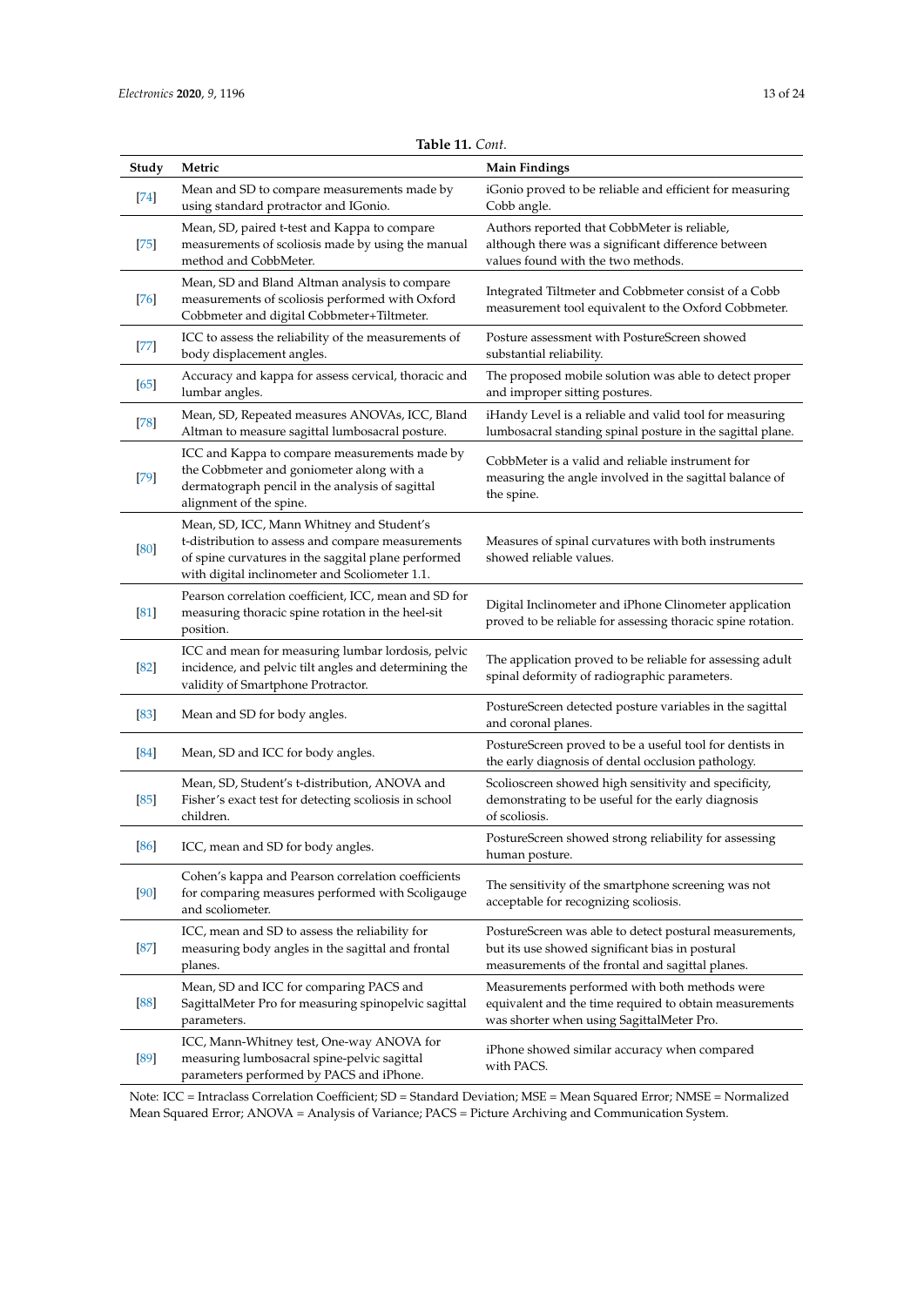**Table 11.** *Cont.*

| Study | Metric | Main Findings |
| --- | --- | --- |
| [74] | Mean and SD to compare measurements made by using standard protractor and IGonio. | iGonio proved to be reliable and efficient for measuring Cobb angle. |
| [75] | Mean, SD, paired t-test and Kappa to compare measurements of scoliosis made by using the manual method and CobbMeter. | Authors reported that CobbMeter is reliable, although there was a significant difference between values found with the two methods. |
| [76] | Mean, SD and Bland Altman analysis to compare measurements of scoliosis performed with Oxford Cobbmeter and digital Cobbmeter+Tiltmeter. | Integrated Tiltmeter and Cobbmeter consist of a Cobb measurement tool equivalent to the Oxford Cobbmeter. |
| [77] | ICC to assess the reliability of the measurements of body displacement angles. | Posture assessment with PostureScreen showed substantial reliability. |
| [65] | Accuracy and kappa for assess cervical, thoracic and lumbar angles. | The proposed mobile solution was able to detect proper and improper sitting postures. |
| [78] | Mean, SD, Repeated measures ANOVAs, ICC, Bland Altman to measure sagittal lumbosacral posture. | iHandy Level is a reliable and valid tool for measuring lumbosacral standing spinal posture in the sagittal plane. |
| [79] | ICC and Kappa to compare measurements made by the Cobbmeter and goniometer along with a dermatograph pencil in the analysis of sagittal alignment of the spine. | CobbMeter is a valid and reliable instrument for measuring the angle involved in the sagittal balance of the spine. |
| [80] | Mean, SD, ICC, Mann Whitney and Student's t-distribution to assess and compare measurements of spine curvatures in the saggital plane performed with digital inclinometer and Scoliometer 1.1. | Measures of spinal curvatures with both instruments showed reliable values. |
| [81] | Pearson correlation coefficient, ICC, mean and SD for measuring thoracic spine rotation in the heel-sit position. | Digital Inclinometer and iPhone Clinometer application proved to be reliable for assessing thoracic spine rotation. |
| [82] | ICC and mean for measuring lumbar lordosis, pelvic incidence, and pelvic tilt angles and determining the validity of Smartphone Protractor. | The application proved to be reliable for assessing adult spinal deformity of radiographic parameters. |
| [83] | Mean and SD for body angles. | PostureScreen detected posture variables in the sagittal and coronal planes. |
| [84] | Mean, SD and ICC for body angles. | PostureScreen proved to be a useful tool for dentists in the early diagnosis of dental occlusion pathology. |
| [85] | Mean, SD, Student's t-distribution, ANOVA and Fisher's exact test for detecting scoliosis in school children. | Scolioscreen showed high sensitivity and specificity, demonstrating to be useful for the early diagnosis of scoliosis. |
| [86] | ICC, mean and SD for body angles. | PostureScreen showed strong reliability for assessing human posture. |
| [90] | Cohen's kappa and Pearson correlation coefficients for comparing measures performed with Scoligauge and scoliometer. | The sensitivity of the smartphone screening was not acceptable for recognizing scoliosis. |
| [87] | ICC, mean and SD to assess the reliability for measuring body angles in the sagittal and frontal planes. | PostureScreen was able to detect postural measurements, but its use showed significant bias in postural measurements of the frontal and sagittal planes. |
| [88] | Mean, SD and ICC for comparing PACS and SagittalMeter Pro for measuring spinopelvic sagittal parameters. | Measurements performed with both methods were equivalent and the time required to obtain measurements was shorter when using SagittalMeter Pro. |
| [89] | ICC, Mann-Whitney test, One-way ANOVA for measuring lumbosacral spine-pelvic sagittal parameters performed by PACS and iPhone. | iPhone showed similar accuracy when compared with PACS. |

Note: ICC = Intraclass Correlation Coefficient; SD = Standard Deviation; MSE = Mean Squared Error; NMSE = Normalized Mean Squared Error; ANOVA = Analysis of Variance; PACS = Picture Archiving and Communication System.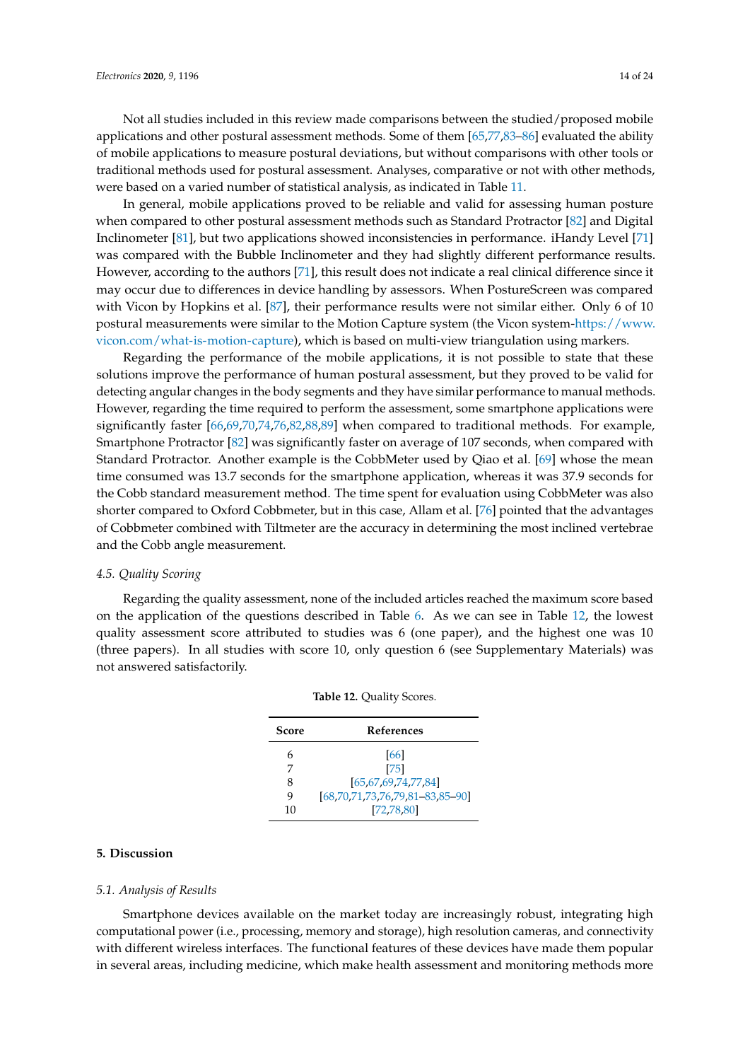Not all studies included in this review made comparisons between the studied/proposed mobile applications and other postural assessment methods. Some of them [65,77,83–86] evaluated the ability of mobile applications to measure postural deviations, but without comparisons with other tools or traditional methods used for postural assessment. Analyses, comparative or not with other methods, were based on a varied number of statistical analysis, as indicated in Table 11.

In general, mobile applications proved to be reliable and valid for assessing human posture when compared to other postural assessment methods such as Standard Protractor [82] and Digital Inclinometer [81], but two applications showed inconsistencies in performance. iHandy Level [71] was compared with the Bubble Inclinometer and they had slightly different performance results. However, according to the authors [71], this result does not indicate a real clinical difference since it may occur due to differences in device handling by assessors. When PostureScreen was compared with Vicon by Hopkins et al. [87], their performance results were not similar either. Only 6 of 10 postural measurements were similar to the Motion Capture system (the Vicon system-https://www.vicon.com/what-is-motion-capture), which is based on multi-view triangulation using markers.

Regarding the performance of the mobile applications, it is not possible to state that these solutions improve the performance of human postural assessment, but they proved to be valid for detecting angular changes in the body segments and they have similar performance to manual methods. However, regarding the time required to perform the assessment, some smartphone applications were significantly faster [66,69,70,74,76,82,88,89] when compared to traditional methods. For example, Smartphone Protractor [82] was significantly faster on average of 107 seconds, when compared with Standard Protractor. Another example is the CobbMeter used by Qiao et al. [69] whose the mean time consumed was 13.7 seconds for the smartphone application, whereas it was 37.9 seconds for the Cobb standard measurement method. The time spent for evaluation using CobbMeter was also shorter compared to Oxford Cobbmeter, but in this case, Allam et al. [76] pointed that the advantages of Cobbmeter combined with Tiltmeter are the accuracy in determining the most inclined vertebrae and the Cobb angle measurement.

### 4.5. Quality Scoring

Regarding the quality assessment, none of the included articles reached the maximum score based on the application of the questions described in Table 6. As we can see in Table 12, the lowest quality assessment score attributed to studies was 6 (one paper), and the highest one was 10 (three papers). In all studies with score 10, only question 6 (see Supplementary Materials) was not answered satisfactorily.

**Table 12.** Quality Scores.

| Score | References |
|---|---|
| 6 | [66] |
| 7 | [75] |
| 8 | [65,67,69,74,77,84] |
| 9 | [68,70,71,73,76,79,81–83,85–90] |
| 10 | [72,78,80] |

## 5. Discussion

### 5.1. Analysis of Results

Smartphone devices available on the market today are increasingly robust, integrating high computational power (i.e., processing, memory and storage), high resolution cameras, and connectivity with different wireless interfaces. The functional features of these devices have made them popular in several areas, including medicine, which make health assessment and monitoring methods more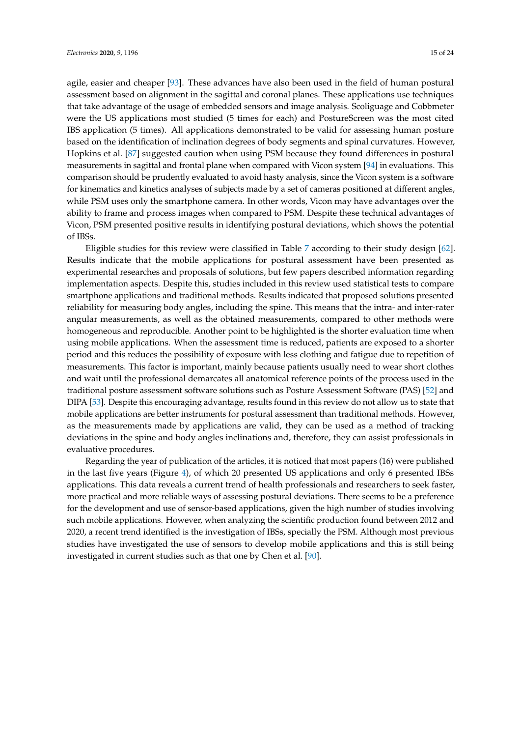agile, easier and cheaper [93]. These advances have also been used in the field of human postural assessment based on alignment in the sagittal and coronal planes. These applications use techniques that take advantage of the usage of embedded sensors and image analysis. Scoliguage and Cobbmeter were the US applications most studied (5 times for each) and PostureScreen was the most cited IBS application (5 times). All applications demonstrated to be valid for assessing human posture based on the identification of inclination degrees of body segments and spinal curvatures. However, Hopkins et al. [87] suggested caution when using PSM because they found differences in postural measurements in sagittal and frontal plane when compared with Vicon system [94] in evaluations. This comparison should be prudently evaluated to avoid hasty analysis, since the Vicon system is a software for kinematics and kinetics analyses of subjects made by a set of cameras positioned at different angles, while PSM uses only the smartphone camera. In other words, Vicon may have advantages over the ability to frame and process images when compared to PSM. Despite these technical advantages of Vicon, PSM presented positive results in identifying postural deviations, which shows the potential of IBSs.

Eligible studies for this review were classified in Table 7 according to their study design [62]. Results indicate that the mobile applications for postural assessment have been presented as experimental researches and proposals of solutions, but few papers described information regarding implementation aspects. Despite this, studies included in this review used statistical tests to compare smartphone applications and traditional methods. Results indicated that proposed solutions presented reliability for measuring body angles, including the spine. This means that the intra- and inter-rater angular measurements, as well as the obtained measurements, compared to other methods were homogeneous and reproducible. Another point to be highlighted is the shorter evaluation time when using mobile applications. When the assessment time is reduced, patients are exposed to a shorter period and this reduces the possibility of exposure with less clothing and fatigue due to repetition of measurements. This factor is important, mainly because patients usually need to wear short clothes and wait until the professional demarcates all anatomical reference points of the process used in the traditional posture assessment software solutions such as Posture Assessment Software (PAS) [52] and DIPA [53]. Despite this encouraging advantage, results found in this review do not allow us to state that mobile applications are better instruments for postural assessment than traditional methods. However, as the measurements made by applications are valid, they can be used as a method of tracking deviations in the spine and body angles inclinations and, therefore, they can assist professionals in evaluative procedures.

Regarding the year of publication of the articles, it is noticed that most papers (16) were published in the last five years (Figure 4), of which 20 presented US applications and only 6 presented IBSs applications. This data reveals a current trend of health professionals and researchers to seek faster, more practical and more reliable ways of assessing postural deviations. There seems to be a preference for the development and use of sensor-based applications, given the high number of studies involving such mobile applications. However, when analyzing the scientific production found between 2012 and 2020, a recent trend identified is the investigation of IBSs, specially the PSM. Although most previous studies have investigated the use of sensors to develop mobile applications and this is still being investigated in current studies such as that one by Chen et al. [90].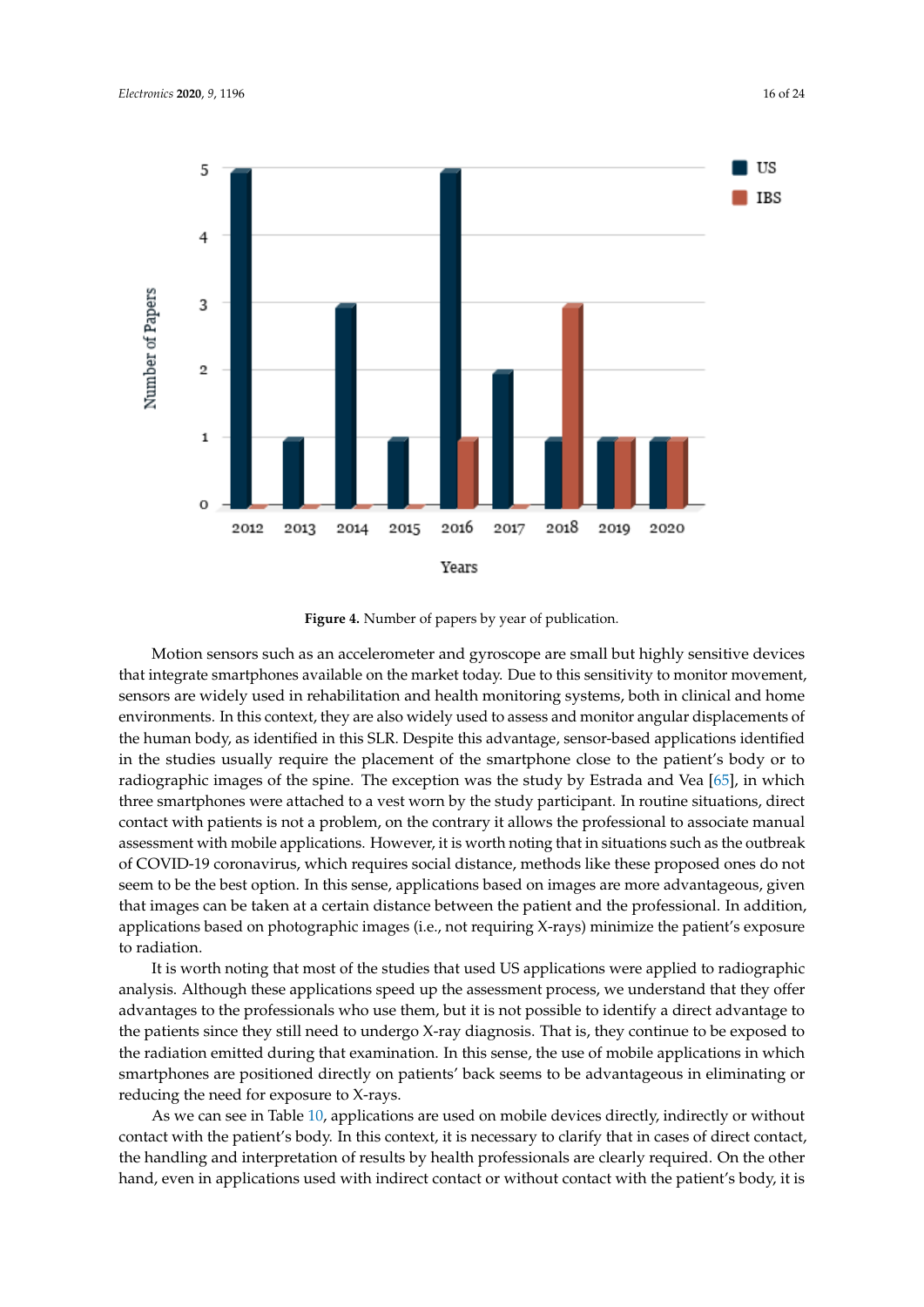5
4
3
2
1
0

Number of Papers

2012 2013 2014 2015 2016 2017 2018 2019 2020

Years

US
IBS

**Figure 4.** Number of papers by year of publication.

Motion sensors such as an accelerometer and gyroscope are small but highly sensitive devices that integrate smartphones available on the market today. Due to this sensitivity to monitor movement, sensors are widely used in rehabilitation and health monitoring systems, both in clinical and home environments. In this context, they are also widely used to assess and monitor angular displacements of the human body, as identified in this SLR. Despite this advantage, sensor-based applications identified in the studies usually require the placement of the smartphone close to the patient's body or to radiographic images of the spine. The exception was the study by Estrada and Vea [65], in which three smartphones were attached to a vest worn by the study participant. In routine situations, direct contact with patients is not a problem, on the contrary it allows the professional to associate manual assessment with mobile applications. However, it is worth noting that in situations such as the outbreak of COVID-19 coronavirus, which requires social distance, methods like these proposed ones do not seem to be the best option. In this sense, applications based on images are more advantageous, given that images can be taken at a certain distance between the patient and the professional. In addition, applications based on photographic images (i.e., not requiring X-rays) minimize the patient's exposure to radiation.

It is worth noting that most of the studies that used US applications were applied to radiographic analysis. Although these applications speed up the assessment process, we understand that they offer advantages to the professionals who use them, but it is not possible to identify a direct advantage to the patients since they still need to undergo X-ray diagnosis. That is, they continue to be exposed to the radiation emitted during that examination. In this sense, the use of mobile applications in which smartphones are positioned directly on patients' back seems to be advantageous in eliminating or reducing the need for exposure to X-rays.

As we can see in Table 10, applications are used on mobile devices directly, indirectly or without contact with the patient's body. In this context, it is necessary to clarify that in cases of direct contact, the handling and interpretation of results by health professionals are clearly required. On the other hand, even in applications used with indirect contact or without contact with the patient's body, it is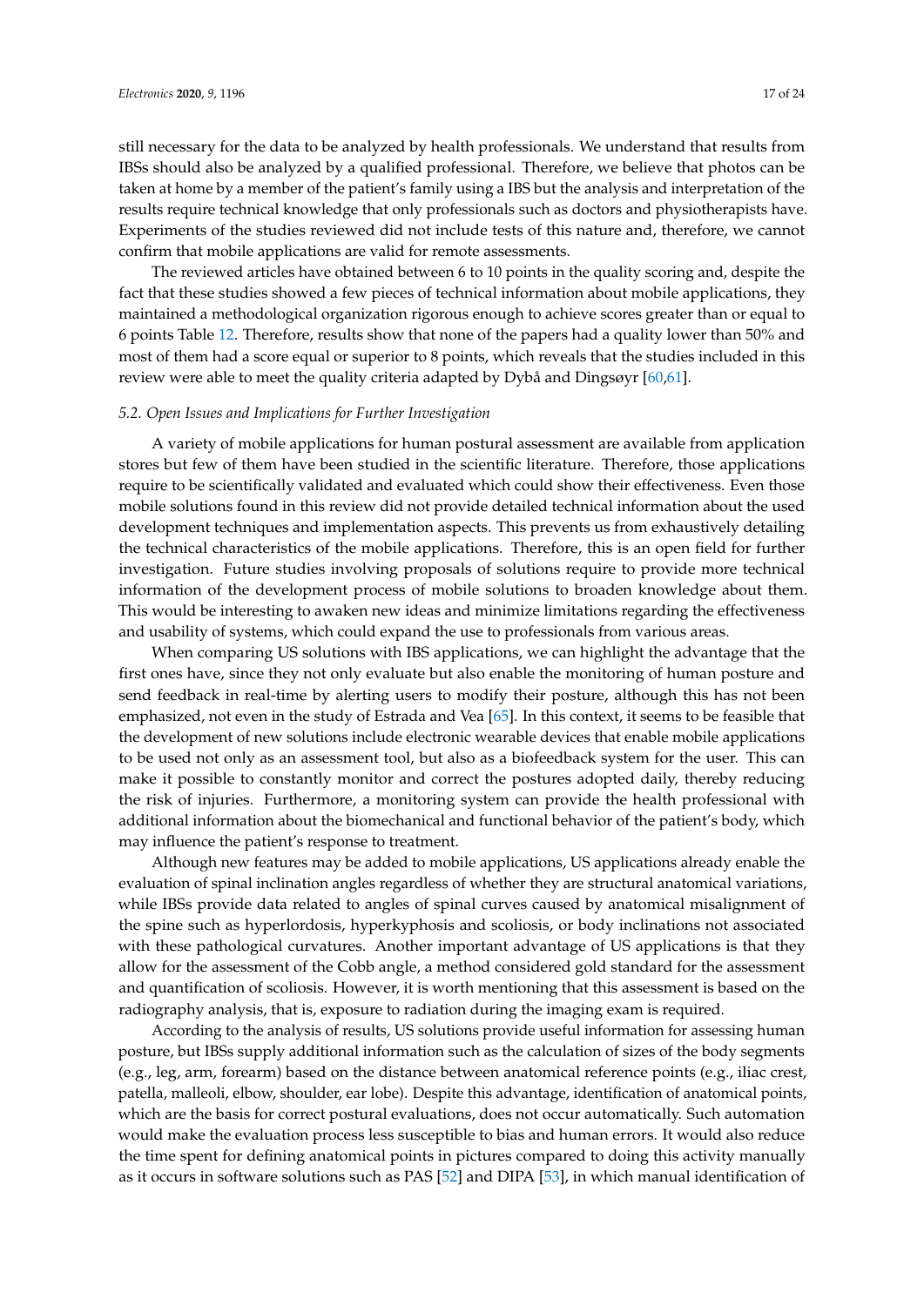still necessary for the data to be analyzed by health professionals. We understand that results from IBSs should also be analyzed by a qualified professional. Therefore, we believe that photos can be taken at home by a member of the patient's family using a IBS but the analysis and interpretation of the results require technical knowledge that only professionals such as doctors and physiotherapists have. Experiments of the studies reviewed did not include tests of this nature and, therefore, we cannot confirm that mobile applications are valid for remote assessments.

The reviewed articles have obtained between 6 to 10 points in the quality scoring and, despite the fact that these studies showed a few pieces of technical information about mobile applications, they maintained a methodological organization rigorous enough to achieve scores greater than or equal to 6 points Table 12. Therefore, results show that none of the papers had a quality lower than 50% and most of them had a score equal or superior to 8 points, which reveals that the studies included in this review were able to meet the quality criteria adapted by Dybå and Dingsøyr [60,61].

### 5.2. Open Issues and Implications for Further Investigation

A variety of mobile applications for human postural assessment are available from application stores but few of them have been studied in the scientific literature. Therefore, those applications require to be scientifically validated and evaluated which could show their effectiveness. Even those mobile solutions found in this review did not provide detailed technical information about the used development techniques and implementation aspects. This prevents us from exhaustively detailing the technical characteristics of the mobile applications. Therefore, this is an open field for further investigation. Future studies involving proposals of solutions require to provide more technical information of the development process of mobile solutions to broaden knowledge about them. This would be interesting to awaken new ideas and minimize limitations regarding the effectiveness and usability of systems, which could expand the use to professionals from various areas.

When comparing US solutions with IBS applications, we can highlight the advantage that the first ones have, since they not only evaluate but also enable the monitoring of human posture and send feedback in real-time by alerting users to modify their posture, although this has not been emphasized, not even in the study of Estrada and Vea [65]. In this context, it seems to be feasible that the development of new solutions include electronic wearable devices that enable mobile applications to be used not only as an assessment tool, but also as a biofeedback system for the user. This can make it possible to constantly monitor and correct the postures adopted daily, thereby reducing the risk of injuries. Furthermore, a monitoring system can provide the health professional with additional information about the biomechanical and functional behavior of the patient's body, which may influence the patient's response to treatment.

Although new features may be added to mobile applications, US applications already enable the evaluation of spinal inclination angles regardless of whether they are structural anatomical variations, while IBSs provide data related to angles of spinal curves caused by anatomical misalignment of the spine such as hyperlordosis, hyperkyphosis and scoliosis, or body inclinations not associated with these pathological curvatures. Another important advantage of US applications is that they allow for the assessment of the Cobb angle, a method considered gold standard for the assessment and quantification of scoliosis. However, it is worth mentioning that this assessment is based on the radiography analysis, that is, exposure to radiation during the imaging exam is required.

According to the analysis of results, US solutions provide useful information for assessing human posture, but IBSs supply additional information such as the calculation of sizes of the body segments (e.g., leg, arm, forearm) based on the distance between anatomical reference points (e.g., iliac crest, patella, malleoli, elbow, shoulder, ear lobe). Despite this advantage, identification of anatomical points, which are the basis for correct postural evaluations, does not occur automatically. Such automation would make the evaluation process less susceptible to bias and human errors. It would also reduce the time spent for defining anatomical points in pictures compared to doing this activity manually as it occurs in software solutions such as PAS [52] and DIPA [53], in which manual identification of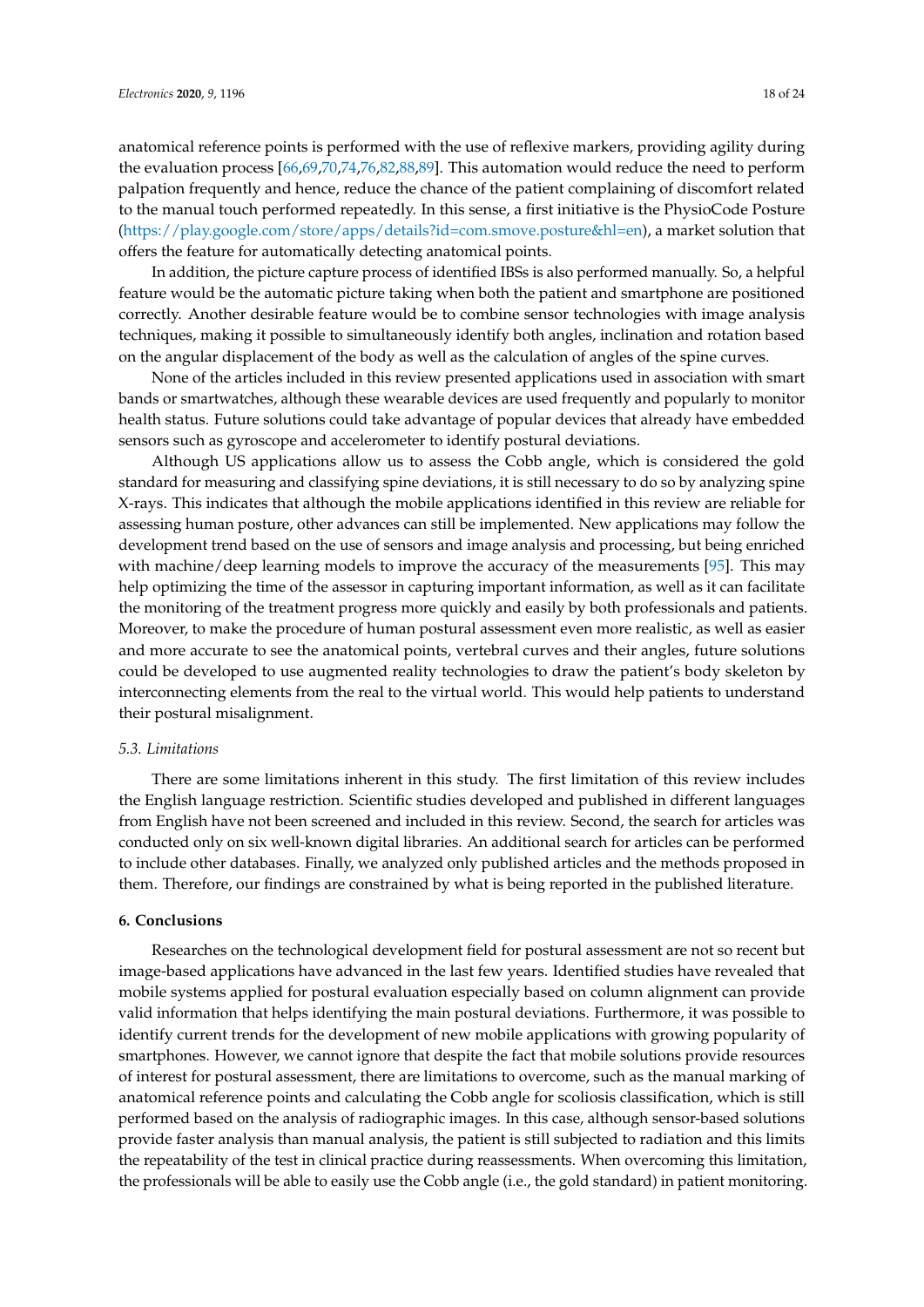anatomical reference points is performed with the use of reflexive markers, providing agility during the evaluation process [66,69,70,74,76,82,88,89]. This automation would reduce the need to perform palpation frequently and hence, reduce the chance of the patient complaining of discomfort related to the manual touch performed repeatedly. In this sense, a first initiative is the PhysioCode Posture (https://play.google.com/store/apps/details?id=com.smove.posture&hl=en), a market solution that offers the feature for automatically detecting anatomical points.

In addition, the picture capture process of identified IBSs is also performed manually. So, a helpful feature would be the automatic picture taking when both the patient and smartphone are positioned correctly. Another desirable feature would be to combine sensor technologies with image analysis techniques, making it possible to simultaneously identify both angles, inclination and rotation based on the angular displacement of the body as well as the calculation of angles of the spine curves.

None of the articles included in this review presented applications used in association with smart bands or smartwatches, although these wearable devices are used frequently and popularly to monitor health status. Future solutions could take advantage of popular devices that already have embedded sensors such as gyroscope and accelerometer to identify postural deviations.

Although US applications allow us to assess the Cobb angle, which is considered the gold standard for measuring and classifying spine deviations, it is still necessary to do so by analyzing spine X-rays. This indicates that although the mobile applications identified in this review are reliable for assessing human posture, other advances can still be implemented. New applications may follow the development trend based on the use of sensors and image analysis and processing, but being enriched with machine/deep learning models to improve the accuracy of the measurements [95]. This may help optimizing the time of the assessor in capturing important information, as well as it can facilitate the monitoring of the treatment progress more quickly and easily by both professionals and patients. Moreover, to make the procedure of human postural assessment even more realistic, as well as easier and more accurate to see the anatomical points, vertebral curves and their angles, future solutions could be developed to use augmented reality technologies to draw the patient's body skeleton by interconnecting elements from the real to the virtual world. This would help patients to understand their postural misalignment.

### *5.3. Limitations*

There are some limitations inherent in this study. The first limitation of this review includes the English language restriction. Scientific studies developed and published in different languages from English have not been screened and included in this review. Second, the search for articles was conducted only on six well-known digital libraries. An additional search for articles can be performed to include other databases. Finally, we analyzed only published articles and the methods proposed in them. Therefore, our findings are constrained by what is being reported in the published literature.

## **6. Conclusions**

Researches on the technological development field for postural assessment are not so recent but image-based applications have advanced in the last few years. Identified studies have revealed that mobile systems applied for postural evaluation especially based on column alignment can provide valid information that helps identifying the main postural deviations. Furthermore, it was possible to identify current trends for the development of new mobile applications with growing popularity of smartphones. However, we cannot ignore that despite the fact that mobile solutions provide resources of interest for postural assessment, there are limitations to overcome, such as the manual marking of anatomical reference points and calculating the Cobb angle for scoliosis classification, which is still performed based on the analysis of radiographic images. In this case, although sensor-based solutions provide faster analysis than manual analysis, the patient is still subjected to radiation and this limits the repeatability of the test in clinical practice during reassessments. When overcoming this limitation, the professionals will be able to easily use the Cobb angle (i.e., the gold standard) in patient monitoring.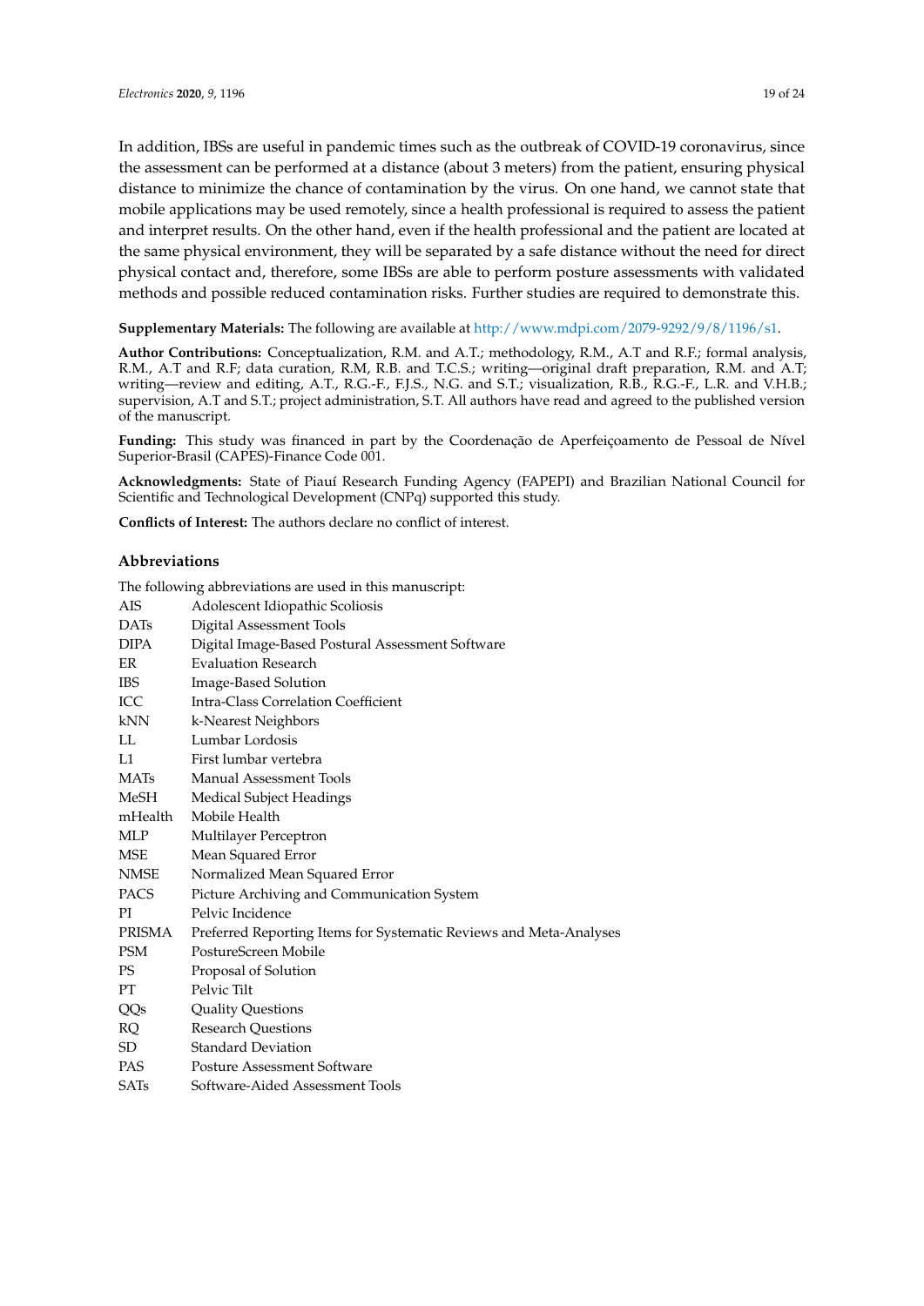In addition, IBSs are useful in pandemic times such as the outbreak of COVID-19 coronavirus, since the assessment can be performed at a distance (about 3 meters) from the patient, ensuring physical distance to minimize the chance of contamination by the virus. On one hand, we cannot state that mobile applications may be used remotely, since a health professional is required to assess the patient and interpret results. On the other hand, even if the health professional and the patient are located at the same physical environment, they will be separated by a safe distance without the need for direct physical contact and, therefore, some IBSs are able to perform posture assessments with validated methods and possible reduced contamination risks. Further studies are required to demonstrate this.

**Supplementary Materials:** The following are available at http://www.mdpi.com/2079-9292/9/8/1196/s1.

**Author Contributions:** Conceptualization, R.M. and A.T.; methodology, R.M., A.T and R.F.; formal analysis, R.M., A.T and R.F; data curation, R.M, R.B. and T.C.S.; writing—original draft preparation, R.M. and A.T; writing—review and editing, A.T., R.G.-F., F.J.S., N.G. and S.T.; visualization, R.B., R.G.-F., L.R. and V.H.B.; supervision, A.T and S.T.; project administration, S.T. All authors have read and agreed to the published version of the manuscript.

**Funding:** This study was financed in part by the Coordenação de Aperfeiçoamento de Pessoal de Nível Superior-Brasil (CAPES)-Finance Code 001.

**Acknowledgments:** State of Piauí Research Funding Agency (FAPEPI) and Brazilian National Council for Scientific and Technological Development (CNPq) supported this study.

**Conflicts of Interest:** The authors declare no conflict of interest.

## Abbreviations

The following abbreviations are used in this manuscript:

| | |
|---|---|
| AIS | Adolescent Idiopathic Scoliosis |
| DATs | Digital Assessment Tools |
| DIPA | Digital Image-Based Postural Assessment Software |
| ER | Evaluation Research |
| IBS | Image-Based Solution |
| ICC | Intra-Class Correlation Coefficient |
| kNN | k-Nearest Neighbors |
| LL | Lumbar Lordosis |
| L1 | First lumbar vertebra |
| MATs | Manual Assessment Tools |
| MeSH | Medical Subject Headings |
| mHealth | Mobile Health |
| MLP | Multilayer Perceptron |
| MSE | Mean Squared Error |
| NMSE | Normalized Mean Squared Error |
| PACS | Picture Archiving and Communication System |
| PI | Pelvic Incidence |
| PRISMA | Preferred Reporting Items for Systematic Reviews and Meta-Analyses |
| PSM | PostureScreen Mobile |
| PS | Proposal of Solution |
| PT | Pelvic Tilt |
| QQs | Quality Questions |
| RQ | Research Questions |
| SD | Standard Deviation |
| PAS | Posture Assessment Software |
| SATs | Software-Aided Assessment Tools |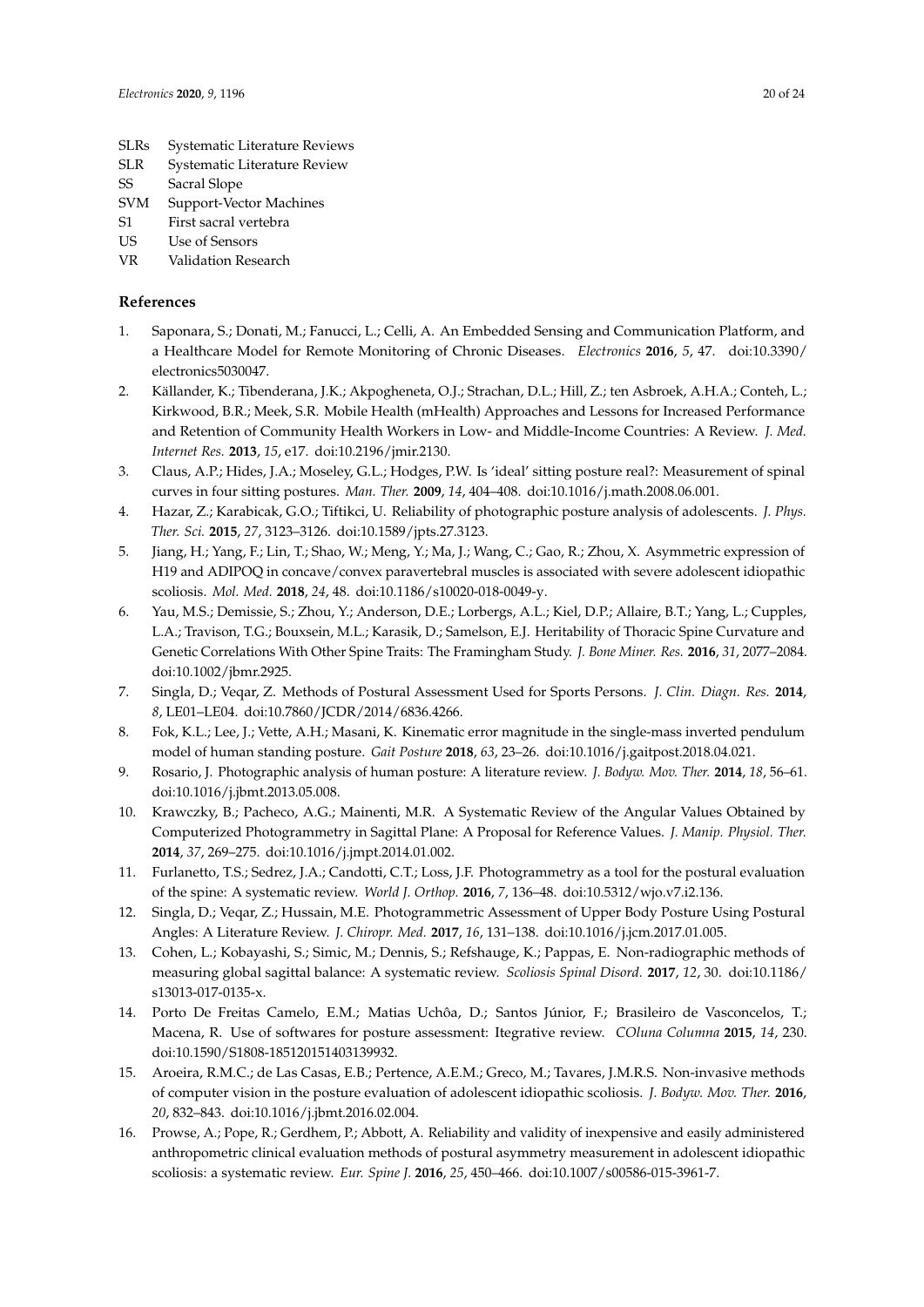| | |
|---|---|
| SLRs | Systematic Literature Reviews |
| SLR | Systematic Literature Review |
| SS | Sacral Slope |
| SVM | Support-Vector Machines |
| S1 | First sacral vertebra |
| US | Use of Sensors |
| VR | Validation Research |

## References

1. Saponara, S.; Donati, M.; Fanucci, L.; Celli, A. An Embedded Sensing and Communication Platform, and a Healthcare Model for Remote Monitoring of Chronic Diseases. *Electronics* **2016**, *5*, 47. doi:10.3390/electronics5030047.
2. Källander, K.; Tibenderana, J.K.; Akpogheneta, O.J.; Strachan, D.L.; Hill, Z.; ten Asbroek, A.H.A.; Conteh, L.; Kirkwood, B.R.; Meek, S.R. Mobile Health (mHealth) Approaches and Lessons for Increased Performance and Retention of Community Health Workers in Low- and Middle-Income Countries: A Review. *J. Med. Internet Res.* **2013**, *15*, e17. doi:10.2196/jmir.2130.
3. Claus, A.P.; Hides, J.A.; Moseley, G.L.; Hodges, P.W. Is 'ideal' sitting posture real?: Measurement of spinal curves in four sitting postures. *Man. Ther.* **2009**, *14*, 404–408. doi:10.1016/j.math.2008.06.001.
4. Hazar, Z.; Karabicak, G.O.; Tiftikci, U. Reliability of photographic posture analysis of adolescents. *J. Phys. Ther. Sci.* **2015**, *27*, 3123–3126. doi:10.1589/jpts.27.3123.
5. Jiang, H.; Yang, F.; Lin, T.; Shao, W.; Meng, Y.; Ma, J.; Wang, C.; Gao, R.; Zhou, X. Asymmetric expression of H19 and ADIPOQ in concave/convex paravertebral muscles is associated with severe adolescent idiopathic scoliosis. *Mol. Med.* **2018**, *24*, 48. doi:10.1186/s10020-018-0049-y.
6. Yau, M.S.; Demissie, S.; Zhou, Y.; Anderson, D.E.; Lorbergs, A.L.; Kiel, D.P.; Allaire, B.T.; Yang, L.; Cupples, L.A.; Travison, T.G.; Bouxsein, M.L.; Karasik, D.; Samelson, E.J. Heritability of Thoracic Spine Curvature and Genetic Correlations With Other Spine Traits: The Framingham Study. *J. Bone Miner. Res.* **2016**, *31*, 2077–2084. doi:10.1002/jbmr.2925.
7. Singla, D.; Veqar, Z. Methods of Postural Assessment Used for Sports Persons. *J. Clin. Diagn. Res.* **2014**, *8*, LE01–LE04. doi:10.7860/JCDR/2014/6836.4266.
8. Fok, K.L.; Lee, J.; Vette, A.H.; Masani, K. Kinematic error magnitude in the single-mass inverted pendulum model of human standing posture. *Gait Posture* **2018**, *63*, 23–26. doi:10.1016/j.gaitpost.2018.04.021.
9. Rosario, J. Photographic analysis of human posture: A literature review. *J. Bodyw. Mov. Ther.* **2014**, *18*, 56–61. doi:10.1016/j.jbmt.2013.05.008.
10. Krawczky, B.; Pacheco, A.G.; Mainenti, M.R. A Systematic Review of the Angular Values Obtained by Computerized Photogrammetry in Sagittal Plane: A Proposal for Reference Values. *J. Manip. Physiol. Ther.* **2014**, *37*, 269–275. doi:10.1016/j.jmpt.2014.01.002.
11. Furlanetto, T.S.; Sedrez, J.A.; Candotti, C.T.; Loss, J.F. Photogrammetry as a tool for the postural evaluation of the spine: A systematic review. *World J. Orthop.* **2016**, *7*, 136–48. doi:10.5312/wjo.v7.i2.136.
12. Singla, D.; Veqar, Z.; Hussain, M.E. Photogrammetric Assessment of Upper Body Posture Using Postural Angles: A Literature Review. *J. Chiropr. Med.* **2017**, *16*, 131–138. doi:10.1016/j.jcm.2017.01.005.
13. Cohen, L.; Kobayashi, S.; Simic, M.; Dennis, S.; Refshauge, K.; Pappas, E. Non-radiographic methods of measuring global sagittal balance: A systematic review. *Scoliosis Spinal Disord.* **2017**, *12*, 30. doi:10.1186/s13013-017-0135-x.
14. Porto De Freitas Camelo, E.M.; Matias Uchôa, D.; Santos Júnior, F.; Brasileiro de Vasconcelos, T.; Macena, R. Use of softwares for posture assessment: Itegrative review. *COluna Columna* **2015**, *14*, 230. doi:10.1590/S1808-185120151403139932.
15. Aroeira, R.M.C.; de Las Casas, E.B.; Pertence, A.E.M.; Greco, M.; Tavares, J.M.R.S. Non-invasive methods of computer vision in the posture evaluation of adolescent idiopathic scoliosis. *J. Bodyw. Mov. Ther.* **2016**, *20*, 832–843. doi:10.1016/j.jbmt.2016.02.004.
16. Prowse, A.; Pope, R.; Gerdhem, P.; Abbott, A. Reliability and validity of inexpensive and easily administered anthropometric clinical evaluation methods of postural asymmetry measurement in adolescent idiopathic scoliosis: a systematic review. *Eur. Spine J.* **2016**, *25*, 450–466. doi:10.1007/s00586-015-3961-7.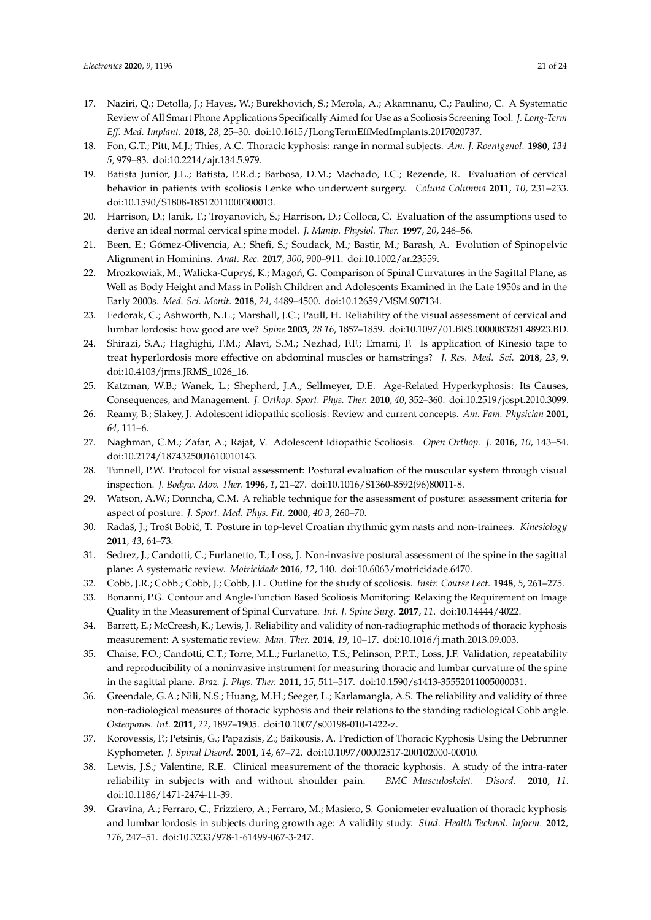17. Naziri, Q.; Detolla, J.; Hayes, W.; Burekhovich, S.; Merola, A.; Akamnanu, C.; Paulino, C. A Systematic Review of All Smart Phone Applications Specifically Aimed for Use as a Scoliosis Screening Tool. *J. Long-Term Eff. Med. Implant.* **2018**, *28*, 25–30. doi:10.1615/JLongTermEffMedImplants.2017020737.
18. Fon, G.T.; Pitt, M.J.; Thies, A.C. Thoracic kyphosis: range in normal subjects. *Am. J. Roentgenol.* **1980**, *134 5*, 979–83. doi:10.2214/ajr.134.5.979.
19. Batista Junior, J.L.; Batista, P.R.d.; Barbosa, D.M.; Machado, I.C.; Rezende, R. Evaluation of cervical behavior in patients with scoliosis Lenke who underwent surgery. *Coluna Columna* **2011**, *10*, 231–233. doi:10.1590/S1808-18512011000300013.
20. Harrison, D.; Janik, T.; Troyanovich, S.; Harrison, D.; Colloca, C. Evaluation of the assumptions used to derive an ideal normal cervical spine model. *J. Manip. Physiol. Ther.* **1997**, *20*, 246–56.
21. Been, E.; Gómez-Olivencia, A.; Shefi, S.; Soudack, M.; Bastir, M.; Barash, A. Evolution of Spinopelvic Alignment in Hominins. *Anat. Rec.* **2017**, *300*, 900–911. doi:10.1002/ar.23559.
22. Mrozkowiak, M.; Walicka-Cupryś, K.; Magoń, G. Comparison of Spinal Curvatures in the Sagittal Plane, as Well as Body Height and Mass in Polish Children and Adolescents Examined in the Late 1950s and in the Early 2000s. *Med. Sci. Monit.* **2018**, *24*, 4489–4500. doi:10.12659/MSM.907134.
23. Fedorak, C.; Ashworth, N.L.; Marshall, J.C.; Paull, H. Reliability of the visual assessment of cervical and lumbar lordosis: how good are we? *Spine* **2003**, *28 16*, 1857–1859. doi:10.1097/01.BRS.0000083281.48923.BD.
24. Shirazi, S.A.; Haghighi, F.M.; Alavi, S.M.; Nezhad, F.F.; Emami, F. Is application of Kinesio tape to treat hyperlordosis more effective on abdominal muscles or hamstrings? *J. Res. Med. Sci.* **2018**, *23*, 9. doi:10.4103/jrms.JRMS_1026_16.
25. Katzman, W.B.; Wanek, L.; Shepherd, J.A.; Sellmeyer, D.E. Age-Related Hyperkyphosis: Its Causes, Consequences, and Management. *J. Orthop. Sport. Phys. Ther.* **2010**, *40*, 352–360. doi:10.2519/jospt.2010.3099.
26. Reamy, B.; Slakey, J. Adolescent idiopathic scoliosis: Review and current concepts. *Am. Fam. Physician* **2001**, *64*, 111–6.
27. Naghman, C.M.; Zafar, A.; Rajat, V. Adolescent Idiopathic Scoliosis. *Open Orthop. J.* **2016**, *10*, 143–54. doi:10.2174/1874325001610010143.
28. Tunnell, P.W. Protocol for visual assessment: Postural evaluation of the muscular system through visual inspection. *J. Bodyw. Mov. Ther.* **1996**, *1*, 21–27. doi:10.1016/S1360-8592(96)80011-8.
29. Watson, A.W.; Donncha, C.M. A reliable technique for the assessment of posture: assessment criteria for aspect of posture. *J. Sport. Med. Phys. Fit.* **2000**, *40 3*, 260–70.
30. Radaš, J.; Trošt Bobić, T. Posture in top-level Croatian rhythmic gym nasts and non-trainees. *Kinesiology* **2011**, *43*, 64–73.
31. Sedrez, J.; Candotti, C.; Furlanetto, T.; Loss, J. Non-invasive postural assessment of the spine in the sagittal plane: A systematic review. *Motricidade* **2016**, *12*, 140. doi:10.6063/motricidade.6470.
32. Cobb, J.R.; Cobb.; Cobb, J.; Cobb, J.L. Outline for the study of scoliosis. *Instr. Course Lect.* **1948**, *5*, 261–275.
33. Bonanni, P.G. Contour and Angle-Function Based Scoliosis Monitoring: Relaxing the Requirement on Image Quality in the Measurement of Spinal Curvature. *Int. J. Spine Surg.* **2017**, *11*. doi:10.14444/4022.
34. Barrett, E.; McCreesh, K.; Lewis, J. Reliability and validity of non-radiographic methods of thoracic kyphosis measurement: A systematic review. *Man. Ther.* **2014**, *19*, 10–17. doi:10.1016/j.math.2013.09.003.
35. Chaise, F.O.; Candotti, C.T.; Torre, M.L.; Furlanetto, T.S.; Pelinson, P.P.T.; Loss, J.F. Validation, repeatability and reproducibility of a noninvasive instrument for measuring thoracic and lumbar curvature of the spine in the sagittal plane. *Braz. J. Phys. Ther.* **2011**, *15*, 511–517. doi:10.1590/s1413-35552011005000031.
36. Greendale, G.A.; Nili, N.S.; Huang, M.H.; Seeger, L.; Karlamangla, A.S. The reliability and validity of three non-radiological measures of thoracic kyphosis and their relations to the standing radiological Cobb angle. *Osteoporos. Int.* **2011**, *22*, 1897–1905. doi:10.1007/s00198-010-1422-z.
37. Korovessis, P.; Petsinis, G.; Papazisis, Z.; Baikousis, A. Prediction of Thoracic Kyphosis Using the Debrunner Kyphometer. *J. Spinal Disord.* **2001**, *14*, 67–72. doi:10.1097/00002517-200102000-00010.
38. Lewis, J.S.; Valentine, R.E. Clinical measurement of the thoracic kyphosis. A study of the intra-rater reliability in subjects with and without shoulder pain. *BMC Musculoskelet. Disord.* **2010**, *11*. doi:10.1186/1471-2474-11-39.
39. Gravina, A.; Ferraro, C.; Frizziero, A.; Ferraro, M.; Masiero, S. Goniometer evaluation of thoracic kyphosis and lumbar lordosis in subjects during growth age: A validity study. *Stud. Health Technol. Inform.* **2012**, *176*, 247–51. doi:10.3233/978-1-61499-067-3-247.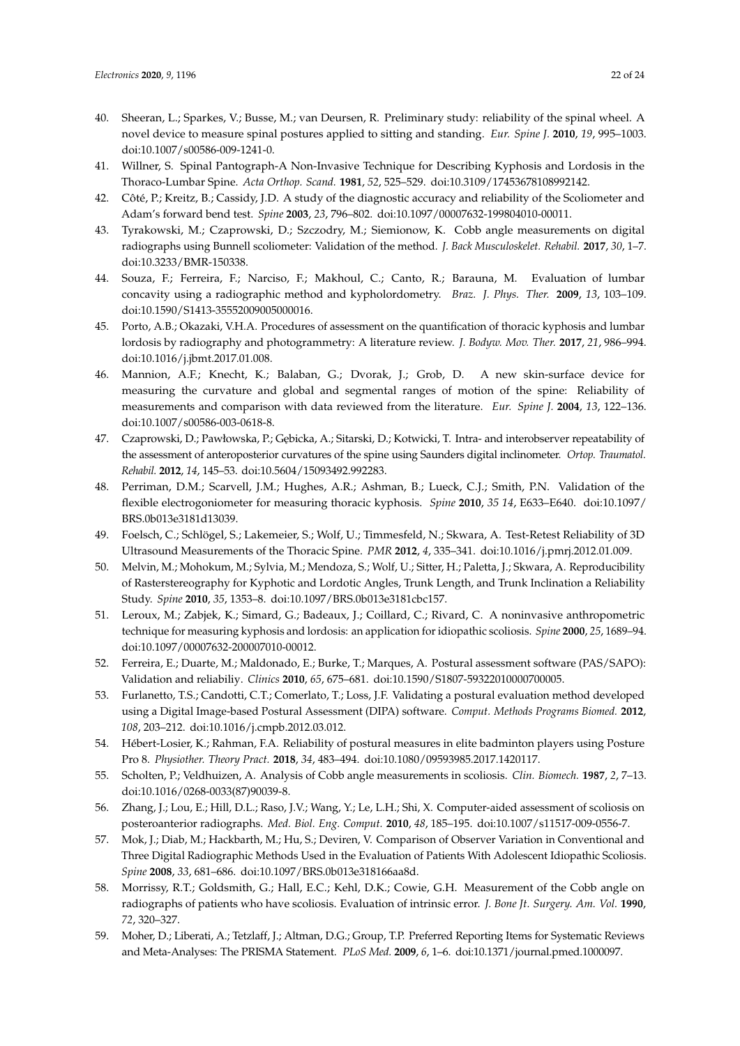40. Sheeran, L.; Sparkes, V.; Busse, M.; van Deursen, R. Preliminary study: reliability of the spinal wheel. A novel device to measure spinal postures applied to sitting and standing. *Eur. Spine J.* **2010**, *19*, 995–1003. doi:10.1007/s00586-009-1241-0.
41. Willner, S. Spinal Pantograph-A Non-Invasive Technique for Describing Kyphosis and Lordosis in the Thoraco-Lumbar Spine. *Acta Orthop. Scand.* **1981**, *52*, 525–529. doi:10.3109/17453678108992142.
42. Côté, P.; Kreitz, B.; Cassidy, J.D. A study of the diagnostic accuracy and reliability of the Scoliometer and Adam's forward bend test. *Spine* **2003**, *23*, 796–802. doi:10.1097/00007632-199804010-00011.
43. Tyrakowski, M.; Czaprowski, D.; Szczodry, M.; Siemionow, K. Cobb angle measurements on digital radiographs using Bunnell scoliometer: Validation of the method. *J. Back Musculoskelet. Rehabil.* **2017**, *30*, 1–7. doi:10.3233/BMR-150338.
44. Souza, F.; Ferreira, F.; Narciso, F.; Makhoul, C.; Canto, R.; Barauna, M. Evaluation of lumbar concavity using a radiographic method and kypholordometry. *Braz. J. Phys. Ther.* **2009**, *13*, 103–109. doi:10.1590/S1413-35552009005000016.
45. Porto, A.B.; Okazaki, V.H.A. Procedures of assessment on the quantification of thoracic kyphosis and lumbar lordosis by radiography and photogrammetry: A literature review. *J. Bodyw. Mov. Ther.* **2017**, *21*, 986–994. doi:10.1016/j.jbmt.2017.01.008.
46. Mannion, A.F.; Knecht, K.; Balaban, G.; Dvorak, J.; Grob, D. A new skin-surface device for measuring the curvature and global and segmental ranges of motion of the spine: Reliability of measurements and comparison with data reviewed from the literature. *Eur. Spine J.* **2004**, *13*, 122–136. doi:10.1007/s00586-003-0618-8.
47. Czaprowski, D.; Pawłowska, P.; Gębicka, A.; Sitarski, D.; Kotwicki, T. Intra- and interobserver repeatability of the assessment of anteroposterior curvatures of the spine using Saunders digital inclinometer. *Ortop. Traumatol. Rehabil.* **2012**, *14*, 145–53. doi:10.5604/15093492.992283.
48. Perriman, D.M.; Scarvell, J.M.; Hughes, A.R.; Ashman, B.; Lueck, C.J.; Smith, P.N. Validation of the flexible electrogoniometer for measuring thoracic kyphosis. *Spine* **2010**, *35 14*, E633–E640. doi:10.1097/BRS.0b013e3181d13039.
49. Foelsch, C.; Schlögel, S.; Lakemeier, S.; Wolf, U.; Timmesfeld, N.; Skwara, A. Test-Retest Reliability of 3D Ultrasound Measurements of the Thoracic Spine. *PMR* **2012**, *4*, 335–341. doi:10.1016/j.pmrj.2012.01.009.
50. Melvin, M.; Mohokum, M.; Sylvia, M.; Mendoza, S.; Wolf, U.; Sitter, H.; Paletta, J.; Skwara, A. Reproducibility of Rasterstereography for Kyphotic and Lordotic Angles, Trunk Length, and Trunk Inclination a Reliability Study. *Spine* **2010**, *35*, 1353–8. doi:10.1097/BRS.0b013e3181cbc157.
51. Leroux, M.; Zabjek, K.; Simard, G.; Badeaux, J.; Coillard, C.; Rivard, C. A noninvasive anthropometric technique for measuring kyphosis and lordosis: an application for idiopathic scoliosis. *Spine* **2000**, *25*, 1689–94. doi:10.1097/00007632-200007010-00012.
52. Ferreira, E.; Duarte, M.; Maldonado, E.; Burke, T.; Marques, A. Postural assessment software (PAS/SAPO): Validation and reliabiliy. *Clinics* **2010**, *65*, 675–681. doi:10.1590/S1807-59322010000700005.
53. Furlanetto, T.S.; Candotti, C.T.; Comerlato, T.; Loss, J.F. Validating a postural evaluation method developed using a Digital Image-based Postural Assessment (DIPA) software. *Comput. Methods Programs Biomed.* **2012**, *108*, 203–212. doi:10.1016/j.cmpb.2012.03.012.
54. Hébert-Losier, K.; Rahman, F.A. Reliability of postural measures in elite badminton players using Posture Pro 8. *Physiother. Theory Pract.* **2018**, *34*, 483–494. doi:10.1080/09593985.2017.1420117.
55. Scholten, P.; Veldhuizen, A. Analysis of Cobb angle measurements in scoliosis. *Clin. Biomech.* **1987**, *2*, 7–13. doi:10.1016/0268-0033(87)90039-8.
56. Zhang, J.; Lou, E.; Hill, D.L.; Raso, J.V.; Wang, Y.; Le, L.H.; Shi, X. Computer-aided assessment of scoliosis on posteroanterior radiographs. *Med. Biol. Eng. Comput.* **2010**, *48*, 185–195. doi:10.1007/s11517-009-0556-7.
57. Mok, J.; Diab, M.; Hackbarth, M.; Hu, S.; Deviren, V. Comparison of Observer Variation in Conventional and Three Digital Radiographic Methods Used in the Evaluation of Patients With Adolescent Idiopathic Scoliosis. *Spine* **2008**, *33*, 681–686. doi:10.1097/BRS.0b013e318166aa8d.
58. Morrissy, R.T.; Goldsmith, G.; Hall, E.C.; Kehl, D.K.; Cowie, G.H. Measurement of the Cobb angle on radiographs of patients who have scoliosis. Evaluation of intrinsic error. *J. Bone Jt. Surgery. Am. Vol.* **1990**, *72*, 320–327.
59. Moher, D.; Liberati, A.; Tetzlaff, J.; Altman, D.G.; Group, T.P. Preferred Reporting Items for Systematic Reviews and Meta-Analyses: The PRISMA Statement. *PLoS Med.* **2009**, *6*, 1–6. doi:10.1371/journal.pmed.1000097.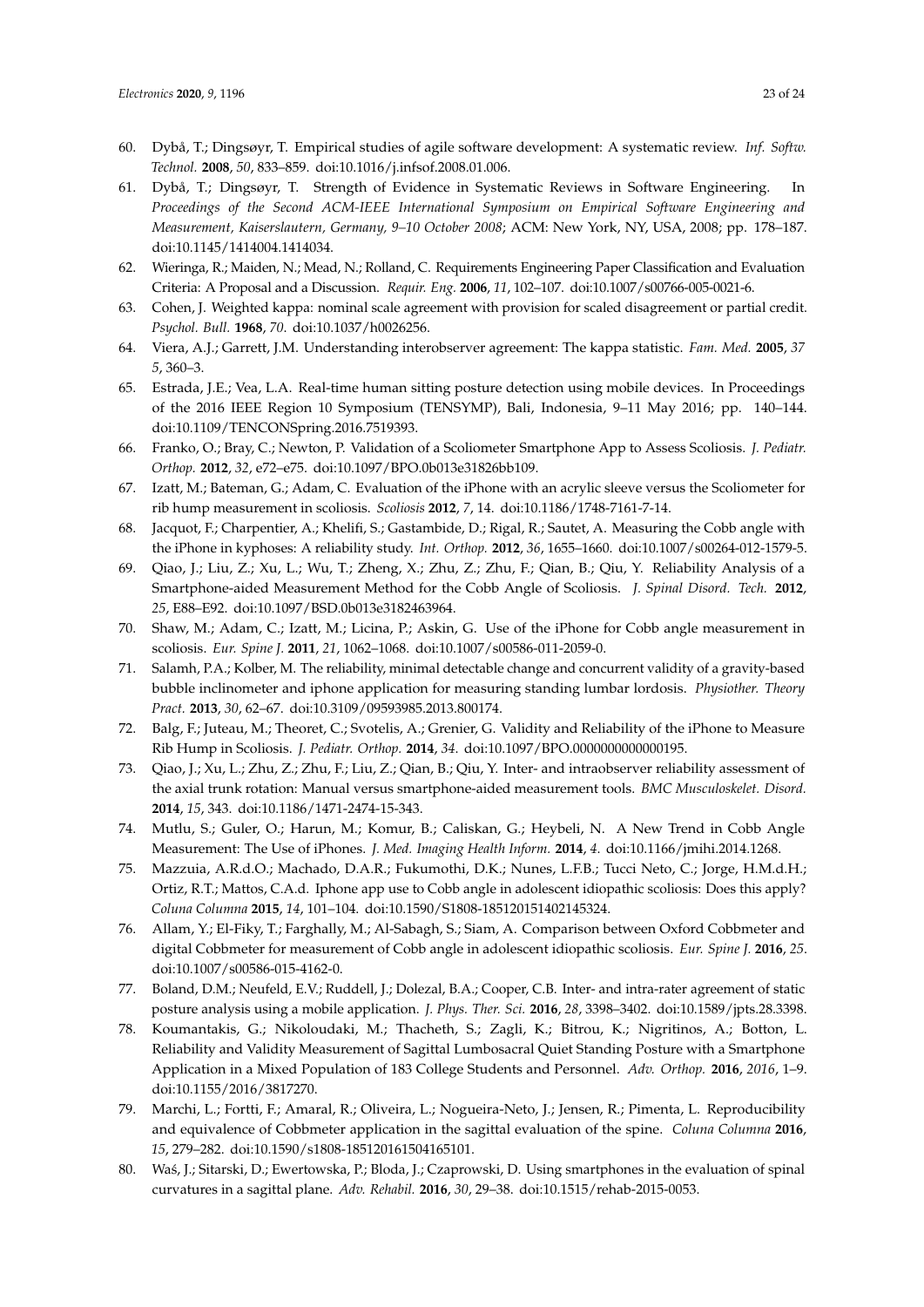60. Dybå, T.; Dingsøyr, T. Empirical studies of agile software development: A systematic review. *Inf. Softw. Technol.* **2008**, *50*, 833–859. doi:10.1016/j.infsof.2008.01.006.
61. Dybå, T.; Dingsøyr, T. Strength of Evidence in Systematic Reviews in Software Engineering. In *Proceedings of the Second ACM-IEEE International Symposium on Empirical Software Engineering and Measurement, Kaiserslautern, Germany, 9–10 October 2008*; ACM: New York, NY, USA, 2008; pp. 178–187. doi:10.1145/1414004.1414034.
62. Wieringa, R.; Maiden, N.; Mead, N.; Rolland, C. Requirements Engineering Paper Classification and Evaluation Criteria: A Proposal and a Discussion. *Requir. Eng.* **2006**, *11*, 102–107. doi:10.1007/s00766-005-0021-6.
63. Cohen, J. Weighted kappa: nominal scale agreement with provision for scaled disagreement or partial credit. *Psychol. Bull.* **1968**, *70*. doi:10.1037/h0026256.
64. Viera, A.J.; Garrett, J.M. Understanding interobserver agreement: The kappa statistic. *Fam. Med.* **2005**, *37 5*, 360–3.
65. Estrada, J.E.; Vea, L.A. Real-time human sitting posture detection using mobile devices. In Proceedings of the 2016 IEEE Region 10 Symposium (TENSYMP), Bali, Indonesia, 9–11 May 2016; pp. 140–144. doi:10.1109/TENCONSpring.2016.7519393.
66. Franko, O.; Bray, C.; Newton, P. Validation of a Scoliometer Smartphone App to Assess Scoliosis. *J. Pediatr. Orthop.* **2012**, *32*, e72–e75. doi:10.1097/BPO.0b013e31826bb109.
67. Izatt, M.; Bateman, G.; Adam, C. Evaluation of the iPhone with an acrylic sleeve versus the Scoliometer for rib hump measurement in scoliosis. *Scoliosis* **2012**, *7*, 14. doi:10.1186/1748-7161-7-14.
68. Jacquot, F.; Charpentier, A.; Khelifi, S.; Gastambide, D.; Rigal, R.; Sautet, A. Measuring the Cobb angle with the iPhone in kyphoses: A reliability study. *Int. Orthop.* **2012**, *36*, 1655–1660. doi:10.1007/s00264-012-1579-5.
69. Qiao, J.; Liu, Z.; Xu, L.; Wu, T.; Zheng, X.; Zhu, Z.; Zhu, F.; Qian, B.; Qiu, Y. Reliability Analysis of a Smartphone-aided Measurement Method for the Cobb Angle of Scoliosis. *J. Spinal Disord. Tech.* **2012**, *25*, E88–E92. doi:10.1097/BSD.0b013e3182463964.
70. Shaw, M.; Adam, C.; Izatt, M.; Licina, P.; Askin, G. Use of the iPhone for Cobb angle measurement in scoliosis. *Eur. Spine J.* **2011**, *21*, 1062–1068. doi:10.1007/s00586-011-2059-0.
71. Salamh, P.A.; Kolber, M. The reliability, minimal detectable change and concurrent validity of a gravity-based bubble inclinometer and iphone application for measuring standing lumbar lordosis. *Physiother. Theory Pract.* **2013**, *30*, 62–67. doi:10.3109/09593985.2013.800174.
72. Balg, F.; Juteau, M.; Theoret, C.; Svotelis, A.; Grenier, G. Validity and Reliability of the iPhone to Measure Rib Hump in Scoliosis. *J. Pediatr. Orthop.* **2014**, *34*. doi:10.1097/BPO.0000000000000195.
73. Qiao, J.; Xu, L.; Zhu, Z.; Zhu, F.; Liu, Z.; Qian, B.; Qiu, Y. Inter- and intraobserver reliability assessment of the axial trunk rotation: Manual versus smartphone-aided measurement tools. *BMC Musculoskelet. Disord.* **2014**, *15*, 343. doi:10.1186/1471-2474-15-343.
74. Mutlu, S.; Guler, O.; Harun, M.; Komur, B.; Caliskan, G.; Heybeli, N. A New Trend in Cobb Angle Measurement: The Use of iPhones. *J. Med. Imaging Health Inform.* **2014**, *4*. doi:10.1166/jmihi.2014.1268.
75. Mazzuia, A.R.d.O.; Machado, D.A.R.; Fukumothi, D.K.; Nunes, L.F.B.; Tucci Neto, C.; Jorge, H.M.d.H.; Ortiz, R.T.; Mattos, C.A.d. Iphone app use to Cobb angle in adolescent idiopathic scoliosis: Does this apply? *Coluna Columna* **2015**, *14*, 101–104. doi:10.1590/S1808-185120151402145324.
76. Allam, Y.; El-Fiky, T.; Farghally, M.; Al-Sabagh, S.; Siam, A. Comparison between Oxford Cobbmeter and digital Cobbmeter for measurement of Cobb angle in adolescent idiopathic scoliosis. *Eur. Spine J.* **2016**, *25*. doi:10.1007/s00586-015-4162-0.
77. Boland, D.M.; Neufeld, E.V.; Ruddell, J.; Dolezal, B.A.; Cooper, C.B. Inter- and intra-rater agreement of static posture analysis using a mobile application. *J. Phys. Ther. Sci.* **2016**, *28*, 3398–3402. doi:10.1589/jpts.28.3398.
78. Koumantakis, G.; Nikoloudaki, M.; Thacheth, S.; Zagli, K.; Bitrou, K.; Nigritinos, A.; Botton, L. Reliability and Validity Measurement of Sagittal Lumbosacral Quiet Standing Posture with a Smartphone Application in a Mixed Population of 183 College Students and Personnel. *Adv. Orthop.* **2016**, *2016*, 1–9. doi:10.1155/2016/3817270.
79. Marchi, L.; Fortti, F.; Amaral, R.; Oliveira, L.; Nogueira-Neto, J.; Jensen, R.; Pimenta, L. Reproducibility and equivalence of Cobbmeter application in the sagittal evaluation of the spine. *Coluna Columna* **2016**, *15*, 279–282. doi:10.1590/s1808-185120161504165101.
80. Waś, J.; Sitarski, D.; Ewertowska, P.; Bloda, J.; Czaprowski, D. Using smartphones in the evaluation of spinal curvatures in a sagittal plane. *Adv. Rehabil.* **2016**, *30*, 29–38. doi:10.1515/rehab-2015-0053.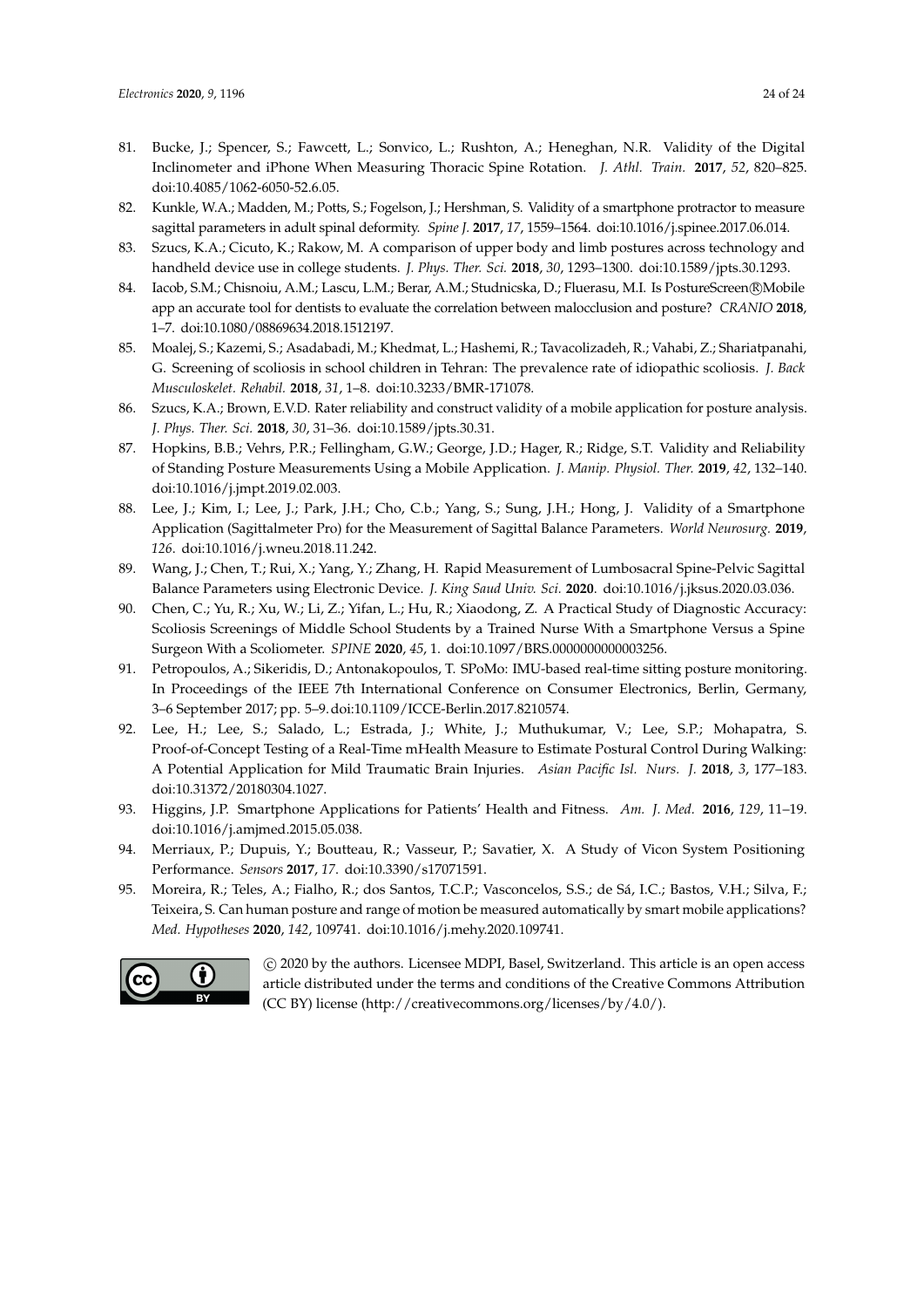81. Bucke, J.; Spencer, S.; Fawcett, L.; Sonvico, L.; Rushton, A.; Heneghan, N.R. Validity of the Digital Inclinometer and iPhone When Measuring Thoracic Spine Rotation. *J. Athl. Train.* **2017**, *52*, 820–825. doi:10.4085/1062-6050-52.6.05.
82. Kunkle, W.A.; Madden, M.; Potts, S.; Fogelson, J.; Hershman, S. Validity of a smartphone protractor to measure sagittal parameters in adult spinal deformity. *Spine J.* **2017**, *17*, 1559–1564. doi:10.1016/j.spinee.2017.06.014.
83. Szucs, K.A.; Cicuto, K.; Rakow, M. A comparison of upper body and limb postures across technology and handheld device use in college students. *J. Phys. Ther. Sci.* **2018**, *30*, 1293–1300. doi:10.1589/jpts.30.1293.
84. Iacob, S.M.; Chisnoiu, A.M.; Lascu, L.M.; Berar, A.M.; Studnicska, D.; Fluerasu, M.I. Is PostureScreen®Mobile app an accurate tool for dentists to evaluate the correlation between malocclusion and posture? *CRANIO* **2018**, 1–7. doi:10.1080/08869634.2018.1512197.
85. Moalej, S.; Kazemi, S.; Asadabadi, M.; Khedmat, L.; Hashemi, R.; Tavacolizadeh, R.; Vahabi, Z.; Shariatpanahi, G. Screening of scoliosis in school children in Tehran: The prevalence rate of idiopathic scoliosis. *J. Back Musculoskelet. Rehabil.* **2018**, *31*, 1–8. doi:10.3233/BMR-171078.
86. Szucs, K.A.; Brown, E.V.D. Rater reliability and construct validity of a mobile application for posture analysis. *J. Phys. Ther. Sci.* **2018**, *30*, 31–36. doi:10.1589/jpts.30.31.
87. Hopkins, B.B.; Vehrs, P.R.; Fellingham, G.W.; George, J.D.; Hager, R.; Ridge, S.T. Validity and Reliability of Standing Posture Measurements Using a Mobile Application. *J. Manip. Physiol. Ther.* **2019**, *42*, 132–140. doi:10.1016/j.jmpt.2019.02.003.
88. Lee, J.; Kim, I.; Lee, J.; Park, J.H.; Cho, C.b.; Yang, S.; Sung, J.H.; Hong, J. Validity of a Smartphone Application (Sagittalmeter Pro) for the Measurement of Sagittal Balance Parameters. *World Neurosurg.* **2019**, *126*. doi:10.1016/j.wneu.2018.11.242.
89. Wang, J.; Chen, T.; Rui, X.; Yang, Y.; Zhang, H. Rapid Measurement of Lumbosacral Spine-Pelvic Sagittal Balance Parameters using Electronic Device. *J. King Saud Univ. Sci.* **2020**. doi:10.1016/j.jksus.2020.03.036.
90. Chen, C.; Yu, R.; Xu, W.; Li, Z.; Yifan, L.; Hu, R.; Xiaodong, Z. A Practical Study of Diagnostic Accuracy: Scoliosis Screenings of Middle School Students by a Trained Nurse With a Smartphone Versus a Spine Surgeon With a Scoliometer. *SPINE* **2020**, *45*, 1. doi:10.1097/BRS.0000000000003256.
91. Petropoulos, A.; Sikeridis, D.; Antonakopoulos, T. SPoMo: IMU-based real-time sitting posture monitoring. In Proceedings of the IEEE 7th International Conference on Consumer Electronics, Berlin, Germany, 3–6 September 2017; pp. 5–9. doi:10.1109/ICCE-Berlin.2017.8210574.
92. Lee, H.; Lee, S.; Salado, L.; Estrada, J.; White, J.; Muthukumar, V.; Lee, S.P.; Mohapatra, S. Proof-of-Concept Testing of a Real-Time mHealth Measure to Estimate Postural Control During Walking: A Potential Application for Mild Traumatic Brain Injuries. *Asian Pacific Isl. Nurs. J.* **2018**, *3*, 177–183. doi:10.31372/20180304.1027.
93. Higgins, J.P. Smartphone Applications for Patients' Health and Fitness. *Am. J. Med.* **2016**, *129*, 11–19. doi:10.1016/j.amjmed.2015.05.038.
94. Merriaux, P.; Dupuis, Y.; Boutteau, R.; Vasseur, P.; Savatier, X. A Study of Vicon System Positioning Performance. *Sensors* **2017**, *17*. doi:10.3390/s17071591.
95. Moreira, R.; Teles, A.; Fialho, R.; dos Santos, T.C.P.; Vasconcelos, S.S.; de Sá, I.C.; Bastos, V.H.; Silva, F.; Teixeira, S. Can human posture and range of motion be measured automatically by smart mobile applications? *Med. Hypotheses* **2020**, *142*, 109741. doi:10.1016/j.mehy.2020.109741.

© 2020 by the authors. Licensee MDPI, Basel, Switzerland. This article is an open access article distributed under the terms and conditions of the Creative Commons Attribution (CC BY) license (http://creativecommons.org/licenses/by/4.0/).